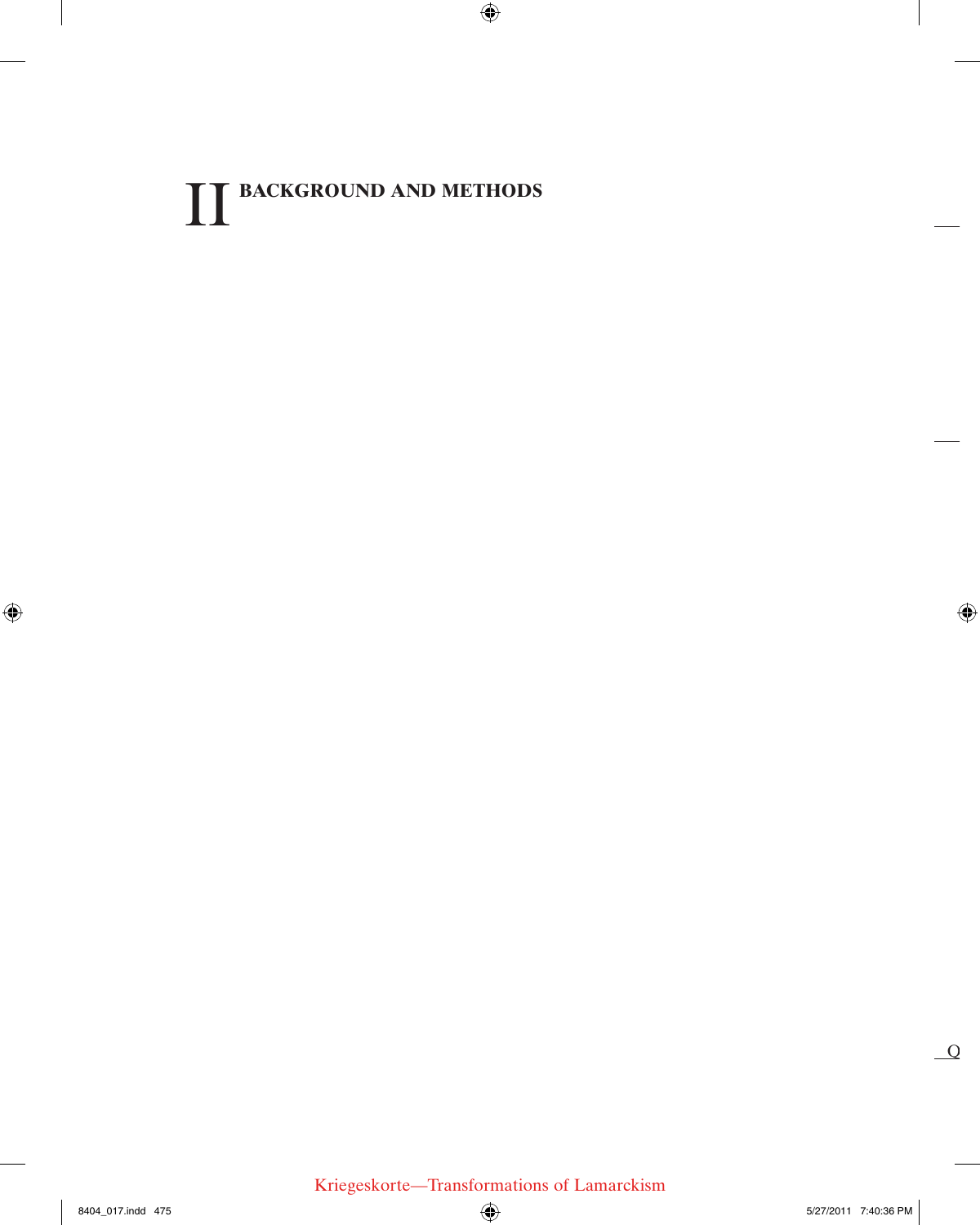# II BACKGROUND AND METHODS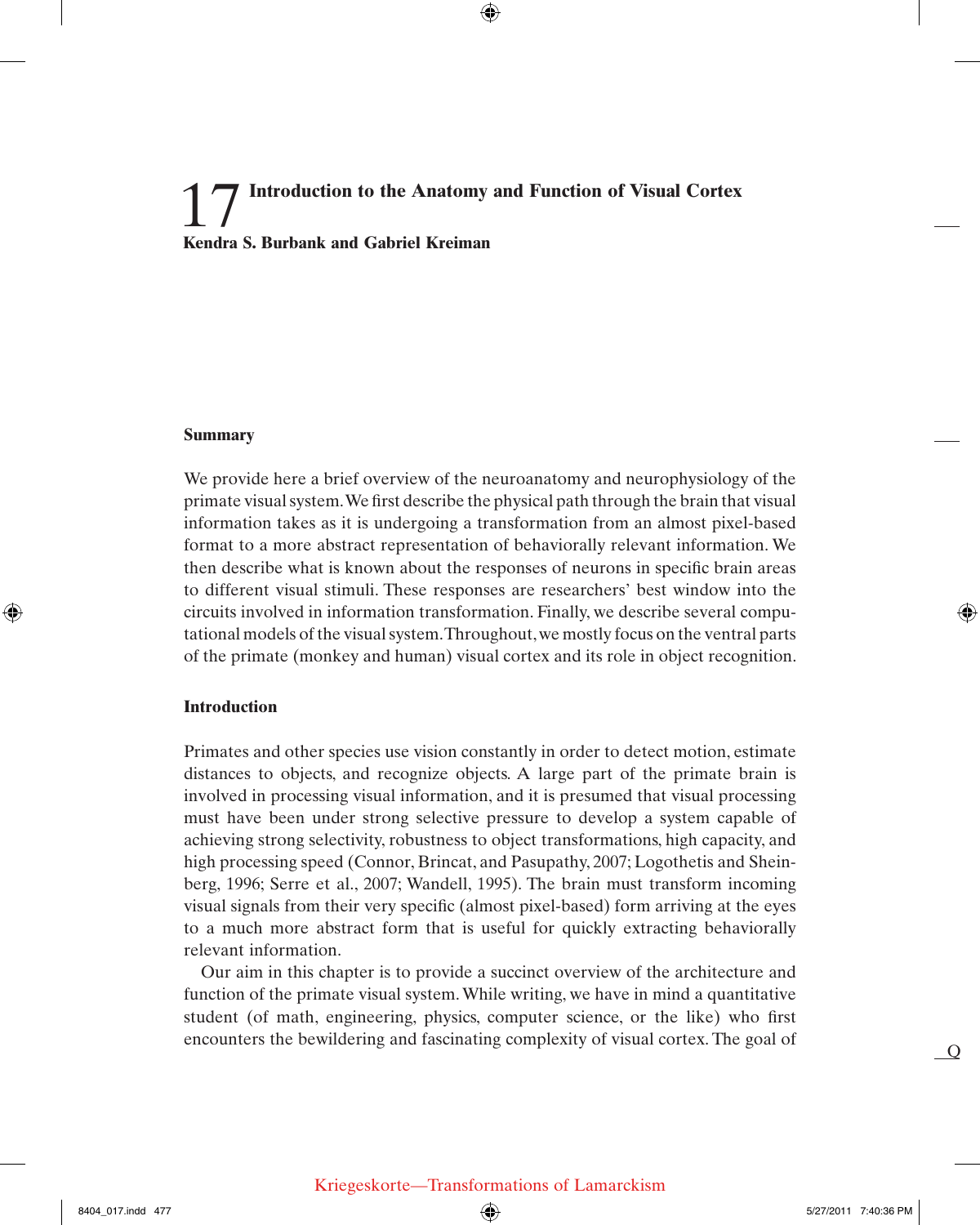# 17 Introduction to the Anatomy and Function of Visual Cortex

**Kendra S. Burbank and Gabriel Kreiman**

## Summary

We provide here a brief overview of the neuroanatomy and neurophysiology of the primate visual system. We first describe the physical path through the brain that visual information takes as it is undergoing a transformation from an almost pixel-based format to a more abstract representation of behaviorally relevant information. We then describe what is known about the responses of neurons in specific brain areas to different visual stimuli. These responses are researchers' best window into the circuits involved in information transformation. Finally, we describe several computational models of the visual system. Throughout, we mostly focus on the ventral parts of the primate (monkey and human) visual cortex and its role in object recognition.

## Introduction

Primates and other species use vision constantly in order to detect motion, estimate distances to objects, and recognize objects. A large part of the primate brain is involved in processing visual information, and it is presumed that visual processing must have been under strong selective pressure to develop a system capable of achieving strong selectivity, robustness to object transformations, high capacity, and high processing speed (Connor, Brincat, and Pasupathy, 2007; Logothetis and Sheinberg, 1996; Serre et al., 2007; Wandell, 1995). The brain must transform incoming visual signals from their very specific (almost pixel-based) form arriving at the eyes to a much more abstract form that is useful for quickly extracting behaviorally relevant information.

Our aim in this chapter is to provide a succinct overview of the architecture and function of the primate visual system. While writing, we have in mind a quantitative student (of math, engineering, physics, computer science, or the like) who first encounters the bewildering and fascinating complexity of visual cortex. The goal of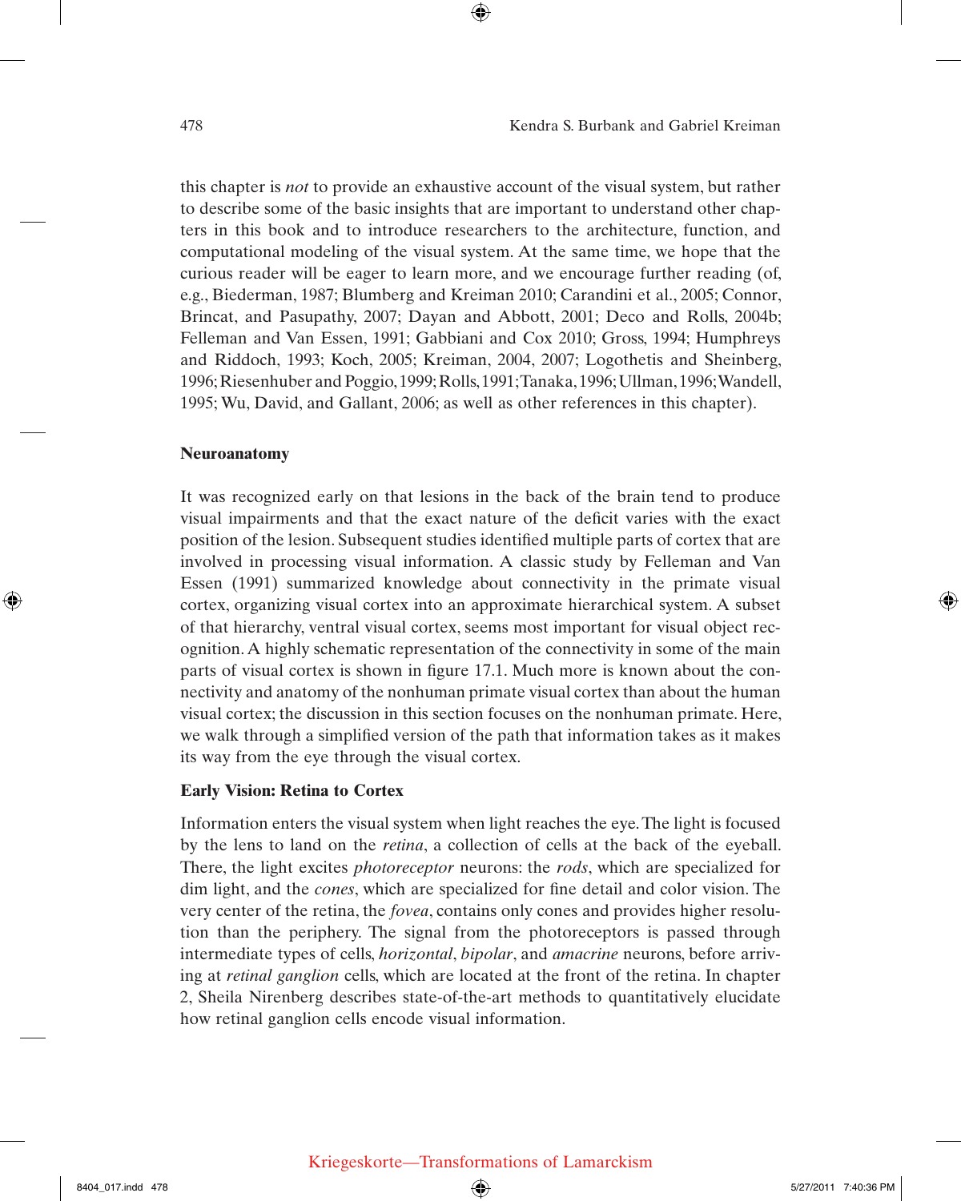this chapter is *not* to provide an exhaustive account of the visual system, but rather to describe some of the basic insights that are important to understand other chapters in this book and to introduce researchers to the architecture, function, and computational modeling of the visual system. At the same time, we hope that the curious reader will be eager to learn more, and we encourage further reading (of, e.g., Biederman, 1987; Blumberg and Kreiman 2010; Carandini et al., 2005; Connor, Brincat, and Pasupathy, 2007; Dayan and Abbott, 2001; Deco and Rolls, 2004b; Felleman and Van Essen, 1991; Gabbiani and Cox 2010; Gross, 1994; Humphreys and Riddoch, 1993; Koch, 2005; Kreiman, 2004, 2007; Logothetis and Sheinberg, 1996; Riesenhuber and Poggio, 1999; Rolls, 1991; Tanaka, 1996; Ullman, 1996; Wandell, 1995; Wu, David, and Gallant, 2006; as well as other references in this chapter).

## Neuroanatomy

It was recognized early on that lesions in the back of the brain tend to produce visual impairments and that the exact nature of the deficit varies with the exact position of the lesion. Subsequent studies identified multiple parts of cortex that are involved in processing visual information. A classic study by Felleman and Van Essen (1991) summarized knowledge about connectivity in the primate visual cortex, organizing visual cortex into an approximate hierarchical system. A subset of that hierarchy, ventral visual cortex, seems most important for visual object recognition. A highly schematic representation of the connectivity in some of the main parts of visual cortex is shown in figure 17.1. Much more is known about the connectivity and anatomy of the nonhuman primate visual cortex than about the human visual cortex; the discussion in this section focuses on the nonhuman primate. Here, we walk through a simplified version of the path that information takes as it makes its way from the eye through the visual cortex.

### Early Vision: Retina to Cortex

Information enters the visual system when light reaches the eye. The light is focused by the lens to land on the *retina*, a collection of cells at the back of the eyeball. There, the light excites *photoreceptor* neurons: the *rods*, which are specialized for dim light, and the *cones*, which are specialized for fine detail and color vision. The very center of the retina, the *fovea*, contains only cones and provides higher resolution than the periphery. The signal from the photoreceptors is passed through intermediate types of cells, *horizontal*, *bipolar*, and *amacrine* neurons, before arriving at *retinal ganglion* cells, which are located at the front of the retina. In chapter 2, Sheila Nirenberg describes state-of-the-art methods to quantitatively elucidate how retinal ganglion cells encode visual information.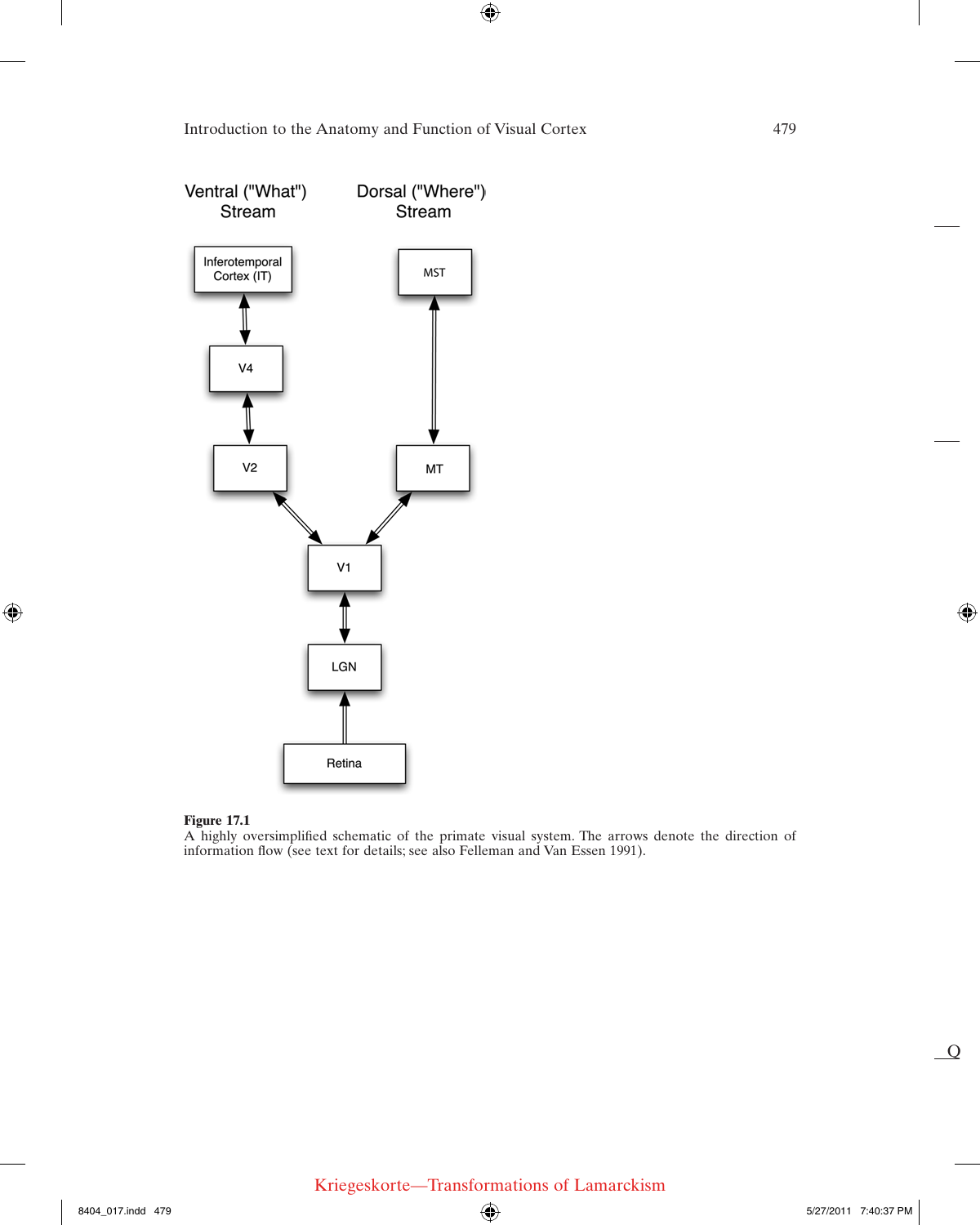Ventral ("What") Stream

Dorsal ("Where") Stream

Inferotemporal Cortex (IT)

MST

V4

V2

MT

V1

LGN

Retina

**Figure 17.1**
A highly oversimplified schematic of the primate visual system. The arrows denote the direction of information flow (see text for details; see also Felleman and Van Essen 1991).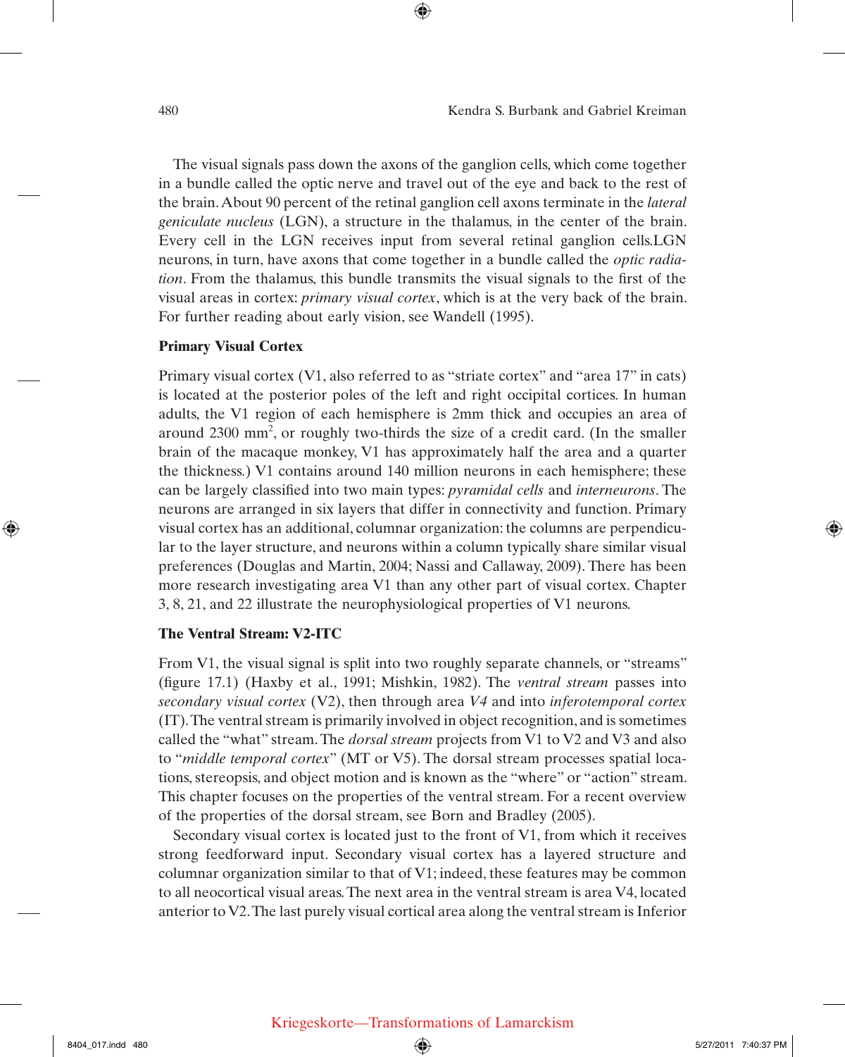The visual signals pass down the axons of the ganglion cells, which come together in a bundle called the optic nerve and travel out of the eye and back to the rest of the brain. About 90 percent of the retinal ganglion cell axons terminate in the *lateral geniculate nucleus* (LGN), a structure in the thalamus, in the center of the brain. Every cell in the LGN receives input from several retinal ganglion cells.LGN neurons, in turn, have axons that come together in a bundle called the *optic radiation*. From the thalamus, this bundle transmits the visual signals to the first of the visual areas in cortex: *primary visual cortex*, which is at the very back of the brain. For further reading about early vision, see Wandell (1995).

**Primary Visual Cortex**

Primary visual cortex (V1, also referred to as "striate cortex" and "area 17" in cats) is located at the posterior poles of the left and right occipital cortices. In human adults, the V1 region of each hemisphere is 2mm thick and occupies an area of around 2300 $mm^2$, or roughly two-thirds the size of a credit card. (In the smaller brain of the macaque monkey, V1 has approximately half the area and a quarter the thickness.) V1 contains around 140 million neurons in each hemisphere; these can be largely classified into two main types: *pyramidal cells* and *interneurons*. The neurons are arranged in six layers that differ in connectivity and function. Primary visual cortex has an additional, columnar organization: the columns are perpendicular to the layer structure, and neurons within a column typically share similar visual preferences (Douglas and Martin, 2004; Nassi and Callaway, 2009). There has been more research investigating area V1 than any other part of visual cortex. Chapter 3, 8, 21, and 22 illustrate the neurophysiological properties of V1 neurons.

**The Ventral Stream: V2-ITC**

From V1, the visual signal is split into two roughly separate channels, or "streams" (figure 17.1) (Haxby et al., 1991; Mishkin, 1982). The *ventral stream* passes into *secondary visual cortex* (V2), then through area *V4* and into *inferotemporal cortex* (IT). The ventral stream is primarily involved in object recognition, and is sometimes called the "what" stream. The *dorsal stream* projects from V1 to V2 and V3 and also to "*middle temporal cortex*" (MT or V5). The dorsal stream processes spatial locations, stereopsis, and object motion and is known as the "where" or "action" stream. This chapter focuses on the properties of the ventral stream. For a recent overview of the properties of the dorsal stream, see Born and Bradley (2005).

Secondary visual cortex is located just to the front of V1, from which it receives strong feedforward input. Secondary visual cortex has a layered structure and columnar organization similar to that of V1; indeed, these features may be common to all neocortical visual areas. The next area in the ventral stream is area V4, located anterior to V2. The last purely visual cortical area along the ventral stream is Inferior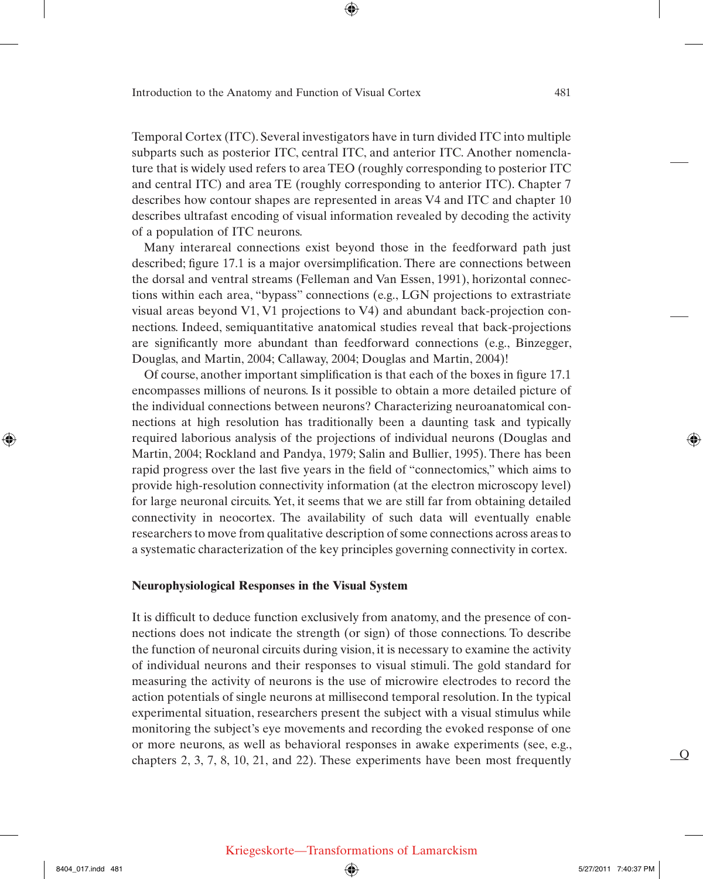Temporal Cortex (ITC). Several investigators have in turn divided ITC into multiple subparts such as posterior ITC, central ITC, and anterior ITC. Another nomenclature that is widely used refers to area TEO (roughly corresponding to posterior ITC and central ITC) and area TE (roughly corresponding to anterior ITC). Chapter 7 describes how contour shapes are represented in areas V4 and ITC and chapter 10 describes ultrafast encoding of visual information revealed by decoding the activity of a population of ITC neurons.

Many interareal connections exist beyond those in the feedforward path just described; figure 17.1 is a major oversimplification. There are connections between the dorsal and ventral streams (Felleman and Van Essen, 1991), horizontal connections within each area, "bypass" connections (e.g., LGN projections to extrastriate visual areas beyond V1, V1 projections to V4) and abundant back-projection connections. Indeed, semiquantitative anatomical studies reveal that back-projections are significantly more abundant than feedforward connections (e.g., Binzegger, Douglas, and Martin, 2004; Callaway, 2004; Douglas and Martin, 2004)!

Of course, another important simplification is that each of the boxes in figure 17.1 encompasses millions of neurons. Is it possible to obtain a more detailed picture of the individual connections between neurons? Characterizing neuroanatomical connections at high resolution has traditionally been a daunting task and typically required laborious analysis of the projections of individual neurons (Douglas and Martin, 2004; Rockland and Pandya, 1979; Salin and Bullier, 1995). There has been rapid progress over the last five years in the field of "connectomics," which aims to provide high-resolution connectivity information (at the electron microscopy level) for large neuronal circuits. Yet, it seems that we are still far from obtaining detailed connectivity in neocortex. The availability of such data will eventually enable researchers to move from qualitative description of some connections across areas to a systematic characterization of the key principles governing connectivity in cortex.

## Neurophysiological Responses in the Visual System

It is difficult to deduce function exclusively from anatomy, and the presence of connections does not indicate the strength (or sign) of those connections. To describe the function of neuronal circuits during vision, it is necessary to examine the activity of individual neurons and their responses to visual stimuli. The gold standard for measuring the activity of neurons is the use of microwire electrodes to record the action potentials of single neurons at millisecond temporal resolution. In the typical experimental situation, researchers present the subject with a visual stimulus while monitoring the subject's eye movements and recording the evoked response of one or more neurons, as well as behavioral responses in awake experiments (see, e.g., chapters 2, 3, 7, 8, 10, 21, and 22). These experiments have been most frequently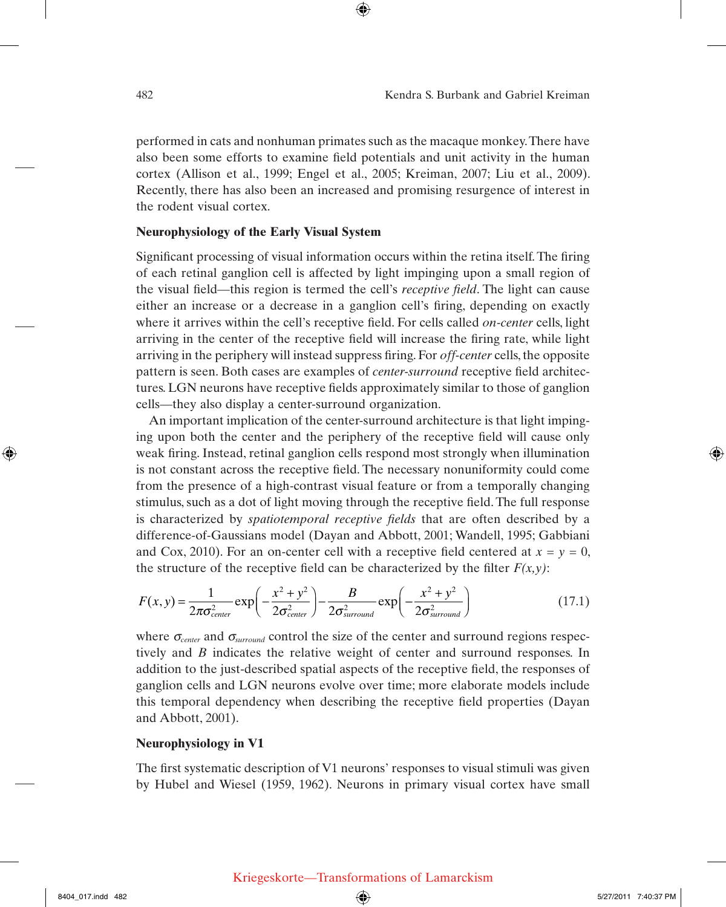performed in cats and nonhuman primates such as the macaque monkey. There have also been some efforts to examine field potentials and unit activity in the human cortex (Allison et al., 1999; Engel et al., 2005; Kreiman, 2007; Liu et al., 2009). Recently, there has also been an increased and promising resurgence of interest in the rodent visual cortex.

### Neurophysiology of the Early Visual System

Significant processing of visual information occurs within the retina itself. The firing of each retinal ganglion cell is affected by light impinging upon a small region of the visual field—this region is termed the cell's *receptive field*. The light can cause either an increase or a decrease in a ganglion cell's firing, depending on exactly where it arrives within the cell's receptive field. For cells called *on-center* cells, light arriving in the center of the receptive field will increase the firing rate, while light arriving in the periphery will instead suppress firing. For *off-center* cells, the opposite pattern is seen. Both cases are examples of *center-surround* receptive field architectures. LGN neurons have receptive fields approximately similar to those of ganglion cells—they also display a center-surround organization.

An important implication of the center-surround architecture is that light impinging upon both the center and the periphery of the receptive field will cause only weak firing. Instead, retinal ganglion cells respond most strongly when illumination is not constant across the receptive field. The necessary nonuniformity could come from the presence of a high-contrast visual feature or from a temporally changing stimulus, such as a dot of light moving through the receptive field. The full response is characterized by *spatiotemporal receptive fields* that are often described by a difference-of-Gaussians model (Dayan and Abbott, 2001; Wandell, 1995; Gabbiani and Cox, 2010). For an on-center cell with a receptive field centered at $x = y = 0$, the structure of the receptive field can be characterized by the filter $F(x,y)$:

$$F(x,y) = \frac{1}{2\pi\sigma_{center}^2}\exp\left(-\frac{x^2+y^2}{2\sigma_{center}^2}\right) - \frac{B}{2\sigma_{surround}^2}\exp\left(-\frac{x^2+y^2}{2\sigma_{surround}^2}\right) \tag{17.1}$$

where $\sigma_{center}$ and $\sigma_{surround}$ control the size of the center and surround regions respectively and $B$ indicates the relative weight of center and surround responses. In addition to the just-described spatial aspects of the receptive field, the responses of ganglion cells and LGN neurons evolve over time; more elaborate models include this temporal dependency when describing the receptive field properties (Dayan and Abbott, 2001).

### Neurophysiology in V1

The first systematic description of V1 neurons' responses to visual stimuli was given by Hubel and Wiesel (1959, 1962). Neurons in primary visual cortex have small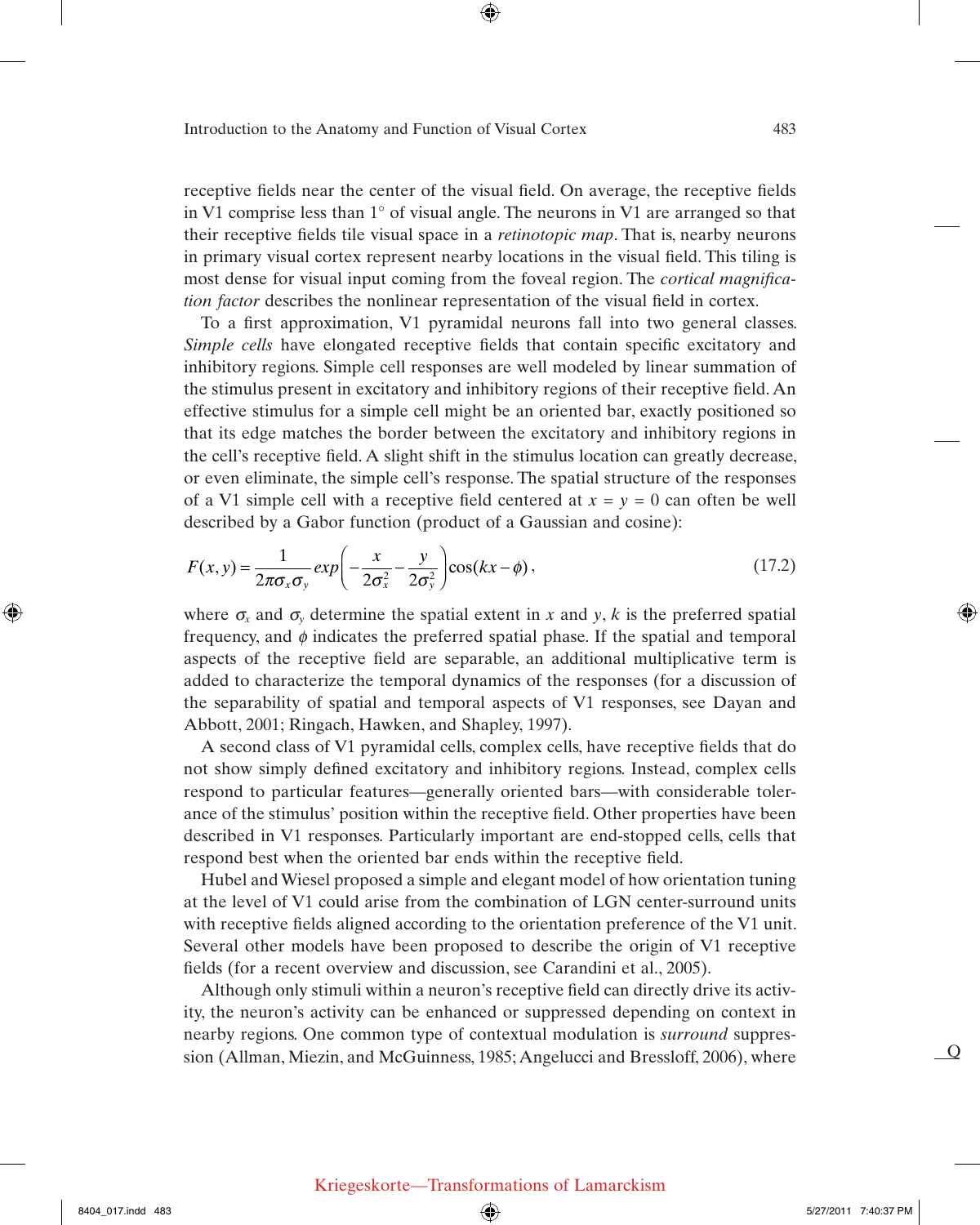receptive fields near the center of the visual field. On average, the receptive fields in V1 comprise less than 1° of visual angle. The neurons in V1 are arranged so that their receptive fields tile visual space in a *retinotopic map*. That is, nearby neurons in primary visual cortex represent nearby locations in the visual field. This tiling is most dense for visual input coming from the foveal region. The *cortical magnification factor* describes the nonlinear representation of the visual field in cortex.

To a first approximation, V1 pyramidal neurons fall into two general classes. *Simple cells* have elongated receptive fields that contain specific excitatory and inhibitory regions. Simple cell responses are well modeled by linear summation of the stimulus present in excitatory and inhibitory regions of their receptive field. An effective stimulus for a simple cell might be an oriented bar, exactly positioned so that its edge matches the border between the excitatory and inhibitory regions in the cell's receptive field. A slight shift in the stimulus location can greatly decrease, or even eliminate, the simple cell's response. The spatial structure of the responses of a V1 simple cell with a receptive field centered at $x = y = 0$ can often be well described by a Gabor function (product of a Gaussian and cosine):

$$F(x, y) = \frac{1}{2\pi\sigma_x\sigma_y} exp\left(-\frac{x}{2\sigma_x^2} - \frac{y}{2\sigma_y^2}\right)\cos(kx - \phi), \tag{17.2}$$

where $\sigma_x$ and $\sigma_y$ determine the spatial extent in $x$ and $y$, $k$ is the preferred spatial frequency, and $\phi$ indicates the preferred spatial phase. If the spatial and temporal aspects of the receptive field are separable, an additional multiplicative term is added to characterize the temporal dynamics of the responses (for a discussion of the separability of spatial and temporal aspects of V1 responses, see Dayan and Abbott, 2001; Ringach, Hawken, and Shapley, 1997).

A second class of V1 pyramidal cells, complex cells, have receptive fields that do not show simply defined excitatory and inhibitory regions. Instead, complex cells respond to particular features—generally oriented bars—with considerable tolerance of the stimulus' position within the receptive field. Other properties have been described in V1 responses. Particularly important are end-stopped cells, cells that respond best when the oriented bar ends within the receptive field.

Hubel and Wiesel proposed a simple and elegant model of how orientation tuning at the level of V1 could arise from the combination of LGN center-surround units with receptive fields aligned according to the orientation preference of the V1 unit. Several other models have been proposed to describe the origin of V1 receptive fields (for a recent overview and discussion, see Carandini et al., 2005).

Although only stimuli within a neuron's receptive field can directly drive its activity, the neuron's activity can be enhanced or suppressed depending on context in nearby regions. One common type of contextual modulation is *surround* suppression (Allman, Miezin, and McGuinness, 1985; Angelucci and Bressloff, 2006), where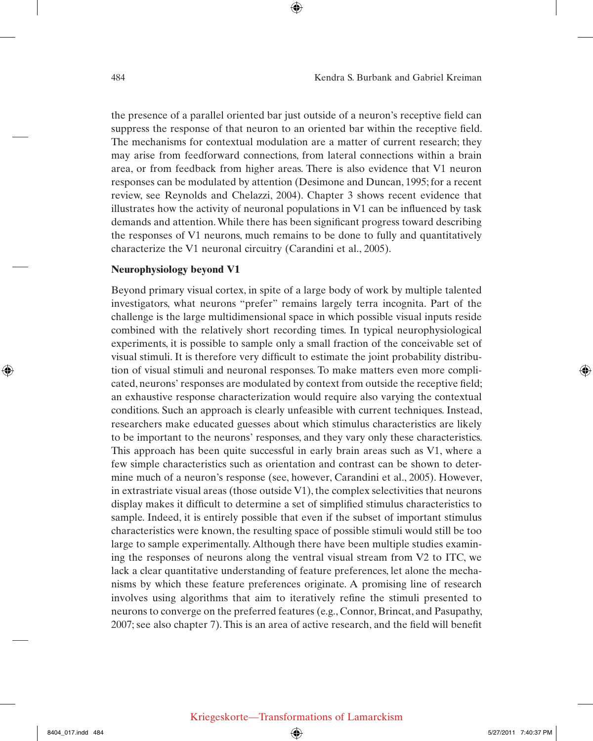the presence of a parallel oriented bar just outside of a neuron's receptive field can suppress the response of that neuron to an oriented bar within the receptive field. The mechanisms for contextual modulation are a matter of current research; they may arise from feedforward connections, from lateral connections within a brain area, or from feedback from higher areas. There is also evidence that V1 neuron responses can be modulated by attention (Desimone and Duncan, 1995; for a recent review, see Reynolds and Chelazzi, 2004). Chapter 3 shows recent evidence that illustrates how the activity of neuronal populations in V1 can be influenced by task demands and attention. While there has been significant progress toward describing the responses of V1 neurons, much remains to be done to fully and quantitatively characterize the V1 neuronal circuitry (Carandini et al., 2005).

**Neurophysiology beyond V1**

Beyond primary visual cortex, in spite of a large body of work by multiple talented investigators, what neurons "prefer" remains largely terra incognita. Part of the challenge is the large multidimensional space in which possible visual inputs reside combined with the relatively short recording times. In typical neurophysiological experiments, it is possible to sample only a small fraction of the conceivable set of visual stimuli. It is therefore very difficult to estimate the joint probability distribution of visual stimuli and neuronal responses. To make matters even more complicated, neurons' responses are modulated by context from outside the receptive field; an exhaustive response characterization would require also varying the contextual conditions. Such an approach is clearly unfeasible with current techniques. Instead, researchers make educated guesses about which stimulus characteristics are likely to be important to the neurons' responses, and they vary only these characteristics. This approach has been quite successful in early brain areas such as V1, where a few simple characteristics such as orientation and contrast can be shown to determine much of a neuron's response (see, however, Carandini et al., 2005). However, in extrastriate visual areas (those outside V1), the complex selectivities that neurons display makes it difficult to determine a set of simplified stimulus characteristics to sample. Indeed, it is entirely possible that even if the subset of important stimulus characteristics were known, the resulting space of possible stimuli would still be too large to sample experimentally. Although there have been multiple studies examining the responses of neurons along the ventral visual stream from V2 to ITC, we lack a clear quantitative understanding of feature preferences, let alone the mechanisms by which these feature preferences originate. A promising line of research involves using algorithms that aim to iteratively refine the stimuli presented to neurons to converge on the preferred features (e.g., Connor, Brincat, and Pasupathy, 2007; see also chapter 7). This is an area of active research, and the field will benefit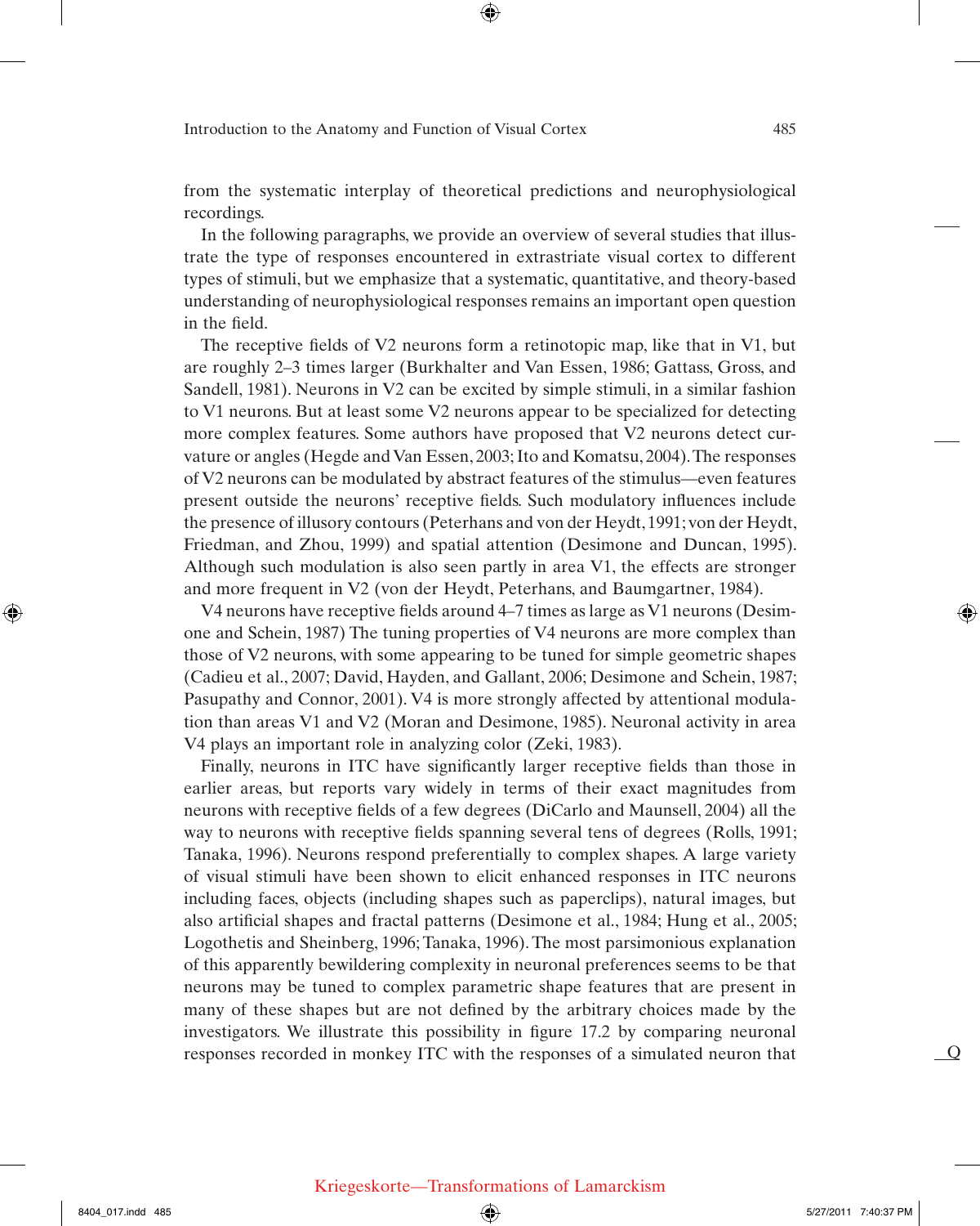from the systematic interplay of theoretical predictions and neurophysiological recordings.

In the following paragraphs, we provide an overview of several studies that illustrate the type of responses encountered in extrastriate visual cortex to different types of stimuli, but we emphasize that a systematic, quantitative, and theory-based understanding of neurophysiological responses remains an important open question in the field.

The receptive fields of V2 neurons form a retinotopic map, like that in V1, but are roughly 2–3 times larger (Burkhalter and Van Essen, 1986; Gattass, Gross, and Sandell, 1981). Neurons in V2 can be excited by simple stimuli, in a similar fashion to V1 neurons. But at least some V2 neurons appear to be specialized for detecting more complex features. Some authors have proposed that V2 neurons detect curvature or angles (Hegde and Van Essen, 2003; Ito and Komatsu, 2004). The responses of V2 neurons can be modulated by abstract features of the stimulus—even features present outside the neurons' receptive fields. Such modulatory influences include the presence of illusory contours (Peterhans and von der Heydt, 1991; von der Heydt, Friedman, and Zhou, 1999) and spatial attention (Desimone and Duncan, 1995). Although such modulation is also seen partly in area V1, the effects are stronger and more frequent in V2 (von der Heydt, Peterhans, and Baumgartner, 1984).

V4 neurons have receptive fields around 4–7 times as large as V1 neurons (Desimone and Schein, 1987) The tuning properties of V4 neurons are more complex than those of V2 neurons, with some appearing to be tuned for simple geometric shapes (Cadieu et al., 2007; David, Hayden, and Gallant, 2006; Desimone and Schein, 1987; Pasupathy and Connor, 2001). V4 is more strongly affected by attentional modulation than areas V1 and V2 (Moran and Desimone, 1985). Neuronal activity in area V4 plays an important role in analyzing color (Zeki, 1983).

Finally, neurons in ITC have significantly larger receptive fields than those in earlier areas, but reports vary widely in terms of their exact magnitudes from neurons with receptive fields of a few degrees (DiCarlo and Maunsell, 2004) all the way to neurons with receptive fields spanning several tens of degrees (Rolls, 1991; Tanaka, 1996). Neurons respond preferentially to complex shapes. A large variety of visual stimuli have been shown to elicit enhanced responses in ITC neurons including faces, objects (including shapes such as paperclips), natural images, but also artificial shapes and fractal patterns (Desimone et al., 1984; Hung et al., 2005; Logothetis and Sheinberg, 1996; Tanaka, 1996). The most parsimonious explanation of this apparently bewildering complexity in neuronal preferences seems to be that neurons may be tuned to complex parametric shape features that are present in many of these shapes but are not defined by the arbitrary choices made by the investigators. We illustrate this possibility in figure 17.2 by comparing neuronal responses recorded in monkey ITC with the responses of a simulated neuron that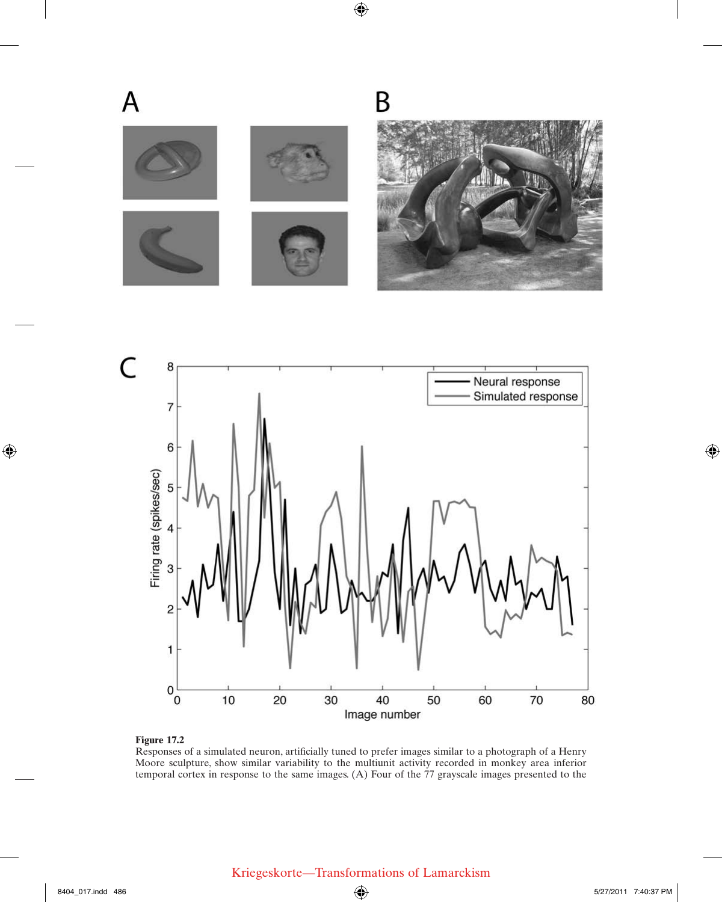**Figure 17.2**
Responses of a simulated neuron, artificially tuned to prefer images similar to a photograph of a Henry Moore sculpture, show similar variability to the multiunit activity recorded in monkey area inferior temporal cortex in response to the same images. (A) Four of the 77 grayscale images presented to the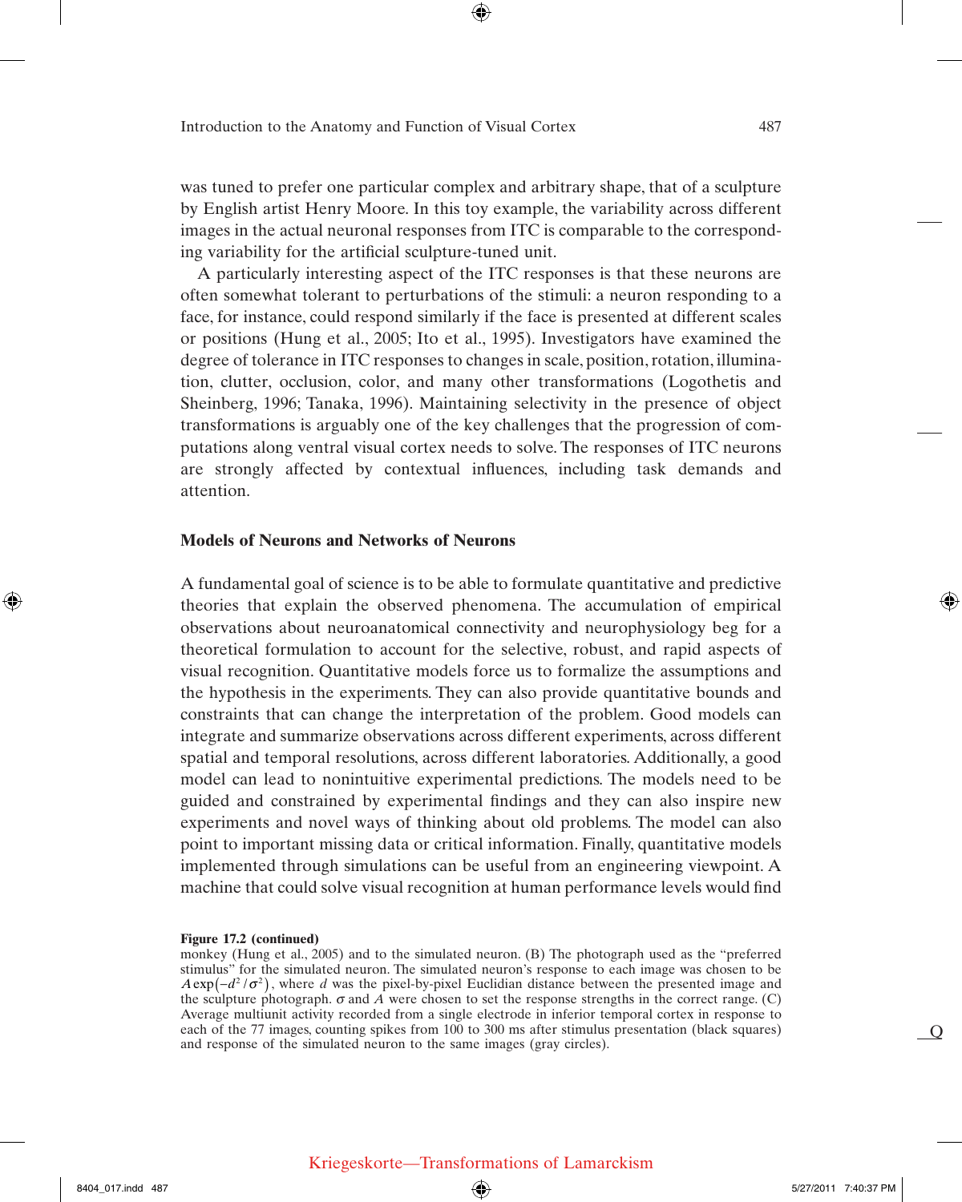was tuned to prefer one particular complex and arbitrary shape, that of a sculpture by English artist Henry Moore. In this toy example, the variability across different images in the actual neuronal responses from ITC is comparable to the corresponding variability for the artificial sculpture-tuned unit.

A particularly interesting aspect of the ITC responses is that these neurons are often somewhat tolerant to perturbations of the stimuli: a neuron responding to a face, for instance, could respond similarly if the face is presented at different scales or positions (Hung et al., 2005; Ito et al., 1995). Investigators have examined the degree of tolerance in ITC responses to changes in scale, position, rotation, illumination, clutter, occlusion, color, and many other transformations (Logothetis and Sheinberg, 1996; Tanaka, 1996). Maintaining selectivity in the presence of object transformations is arguably one of the key challenges that the progression of computations along ventral visual cortex needs to solve. The responses of ITC neurons are strongly affected by contextual influences, including task demands and attention.

## Models of Neurons and Networks of Neurons

A fundamental goal of science is to be able to formulate quantitative and predictive theories that explain the observed phenomena. The accumulation of empirical observations about neuroanatomical connectivity and neurophysiology beg for a theoretical formulation to account for the selective, robust, and rapid aspects of visual recognition. Quantitative models force us to formalize the assumptions and the hypothesis in the experiments. They can also provide quantitative bounds and constraints that can change the interpretation of the problem. Good models can integrate and summarize observations across different experiments, across different spatial and temporal resolutions, across different laboratories. Additionally, a good model can lead to nonintuitive experimental predictions. The models need to be guided and constrained by experimental findings and they can also inspire new experiments and novel ways of thinking about old problems. The model can also point to important missing data or critical information. Finally, quantitative models implemented through simulations can be useful from an engineering viewpoint. A machine that could solve visual recognition at human performance levels would find

**Figure 17.2 (continued)**
monkey (Hung et al., 2005) and to the simulated neuron. (B) The photograph used as the "preferred stimulus" for the simulated neuron. The simulated neuron's response to each image was chosen to be $A\exp(-d^2/\sigma^2)$, where $d$ was the pixel-by-pixel Euclidian distance between the presented image and the sculpture photograph. $\sigma$ and $A$ were chosen to set the response strengths in the correct range. (C) Average multiunit activity recorded from a single electrode in inferior temporal cortex in response to each of the 77 images, counting spikes from 100 to 300 ms after stimulus presentation (black squares) and response of the simulated neuron to the same images (gray circles).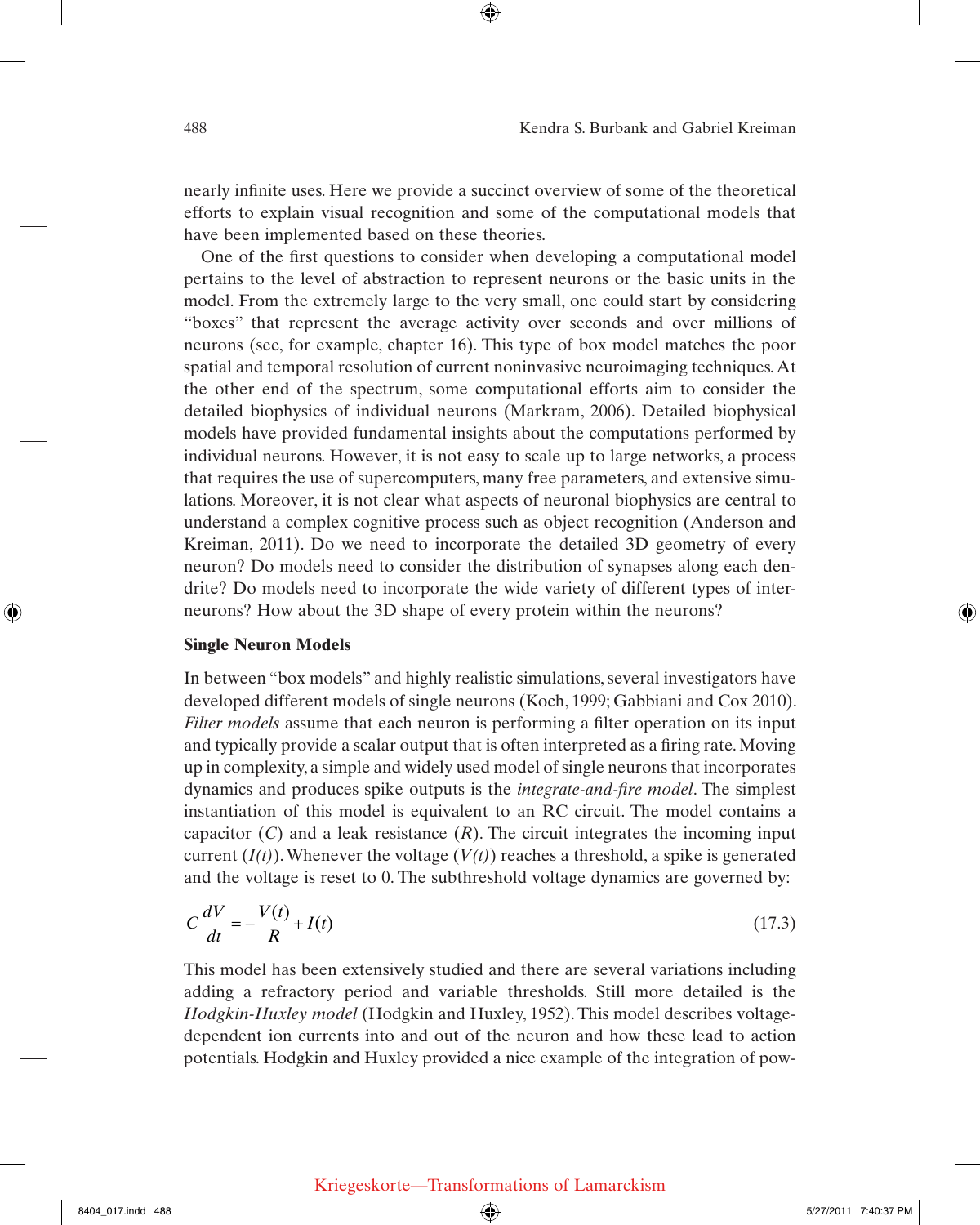nearly infinite uses. Here we provide a succinct overview of some of the theoretical efforts to explain visual recognition and some of the computational models that have been implemented based on these theories.

One of the first questions to consider when developing a computational model pertains to the level of abstraction to represent neurons or the basic units in the model. From the extremely large to the very small, one could start by considering "boxes" that represent the average activity over seconds and over millions of neurons (see, for example, chapter 16). This type of box model matches the poor spatial and temporal resolution of current noninvasive neuroimaging techniques. At the other end of the spectrum, some computational efforts aim to consider the detailed biophysics of individual neurons (Markram, 2006). Detailed biophysical models have provided fundamental insights about the computations performed by individual neurons. However, it is not easy to scale up to large networks, a process that requires the use of supercomputers, many free parameters, and extensive simulations. Moreover, it is not clear what aspects of neuronal biophysics are central to understand a complex cognitive process such as object recognition (Anderson and Kreiman, 2011). Do we need to incorporate the detailed 3D geometry of every neuron? Do models need to consider the distribution of synapses along each dendrite? Do models need to incorporate the wide variety of different types of interneurons? How about the 3D shape of every protein within the neurons?

**Single Neuron Models**

In between "box models" and highly realistic simulations, several investigators have developed different models of single neurons (Koch, 1999; Gabbiani and Cox 2010). *Filter models* assume that each neuron is performing a filter operation on its input and typically provide a scalar output that is often interpreted as a firing rate. Moving up in complexity, a simple and widely used model of single neurons that incorporates dynamics and produces spike outputs is the *integrate-and-fire model*. The simplest instantiation of this model is equivalent to an RC circuit. The model contains a capacitor ($C$) and a leak resistance ($R$). The circuit integrates the incoming input current ($I(t)$). Whenever the voltage ($V(t)$) reaches a threshold, a spike is generated and the voltage is reset to 0. The subthreshold voltage dynamics are governed by:

$$C\frac{dV}{dt} = -\frac{V(t)}{R} + I(t) \tag{17.3}$$

This model has been extensively studied and there are several variations including adding a refractory period and variable thresholds. Still more detailed is the *Hodgkin-Huxley model* (Hodgkin and Huxley, 1952). This model describes voltage-dependent ion currents into and out of the neuron and how these lead to action potentials. Hodgkin and Huxley provided a nice example of the integration of pow-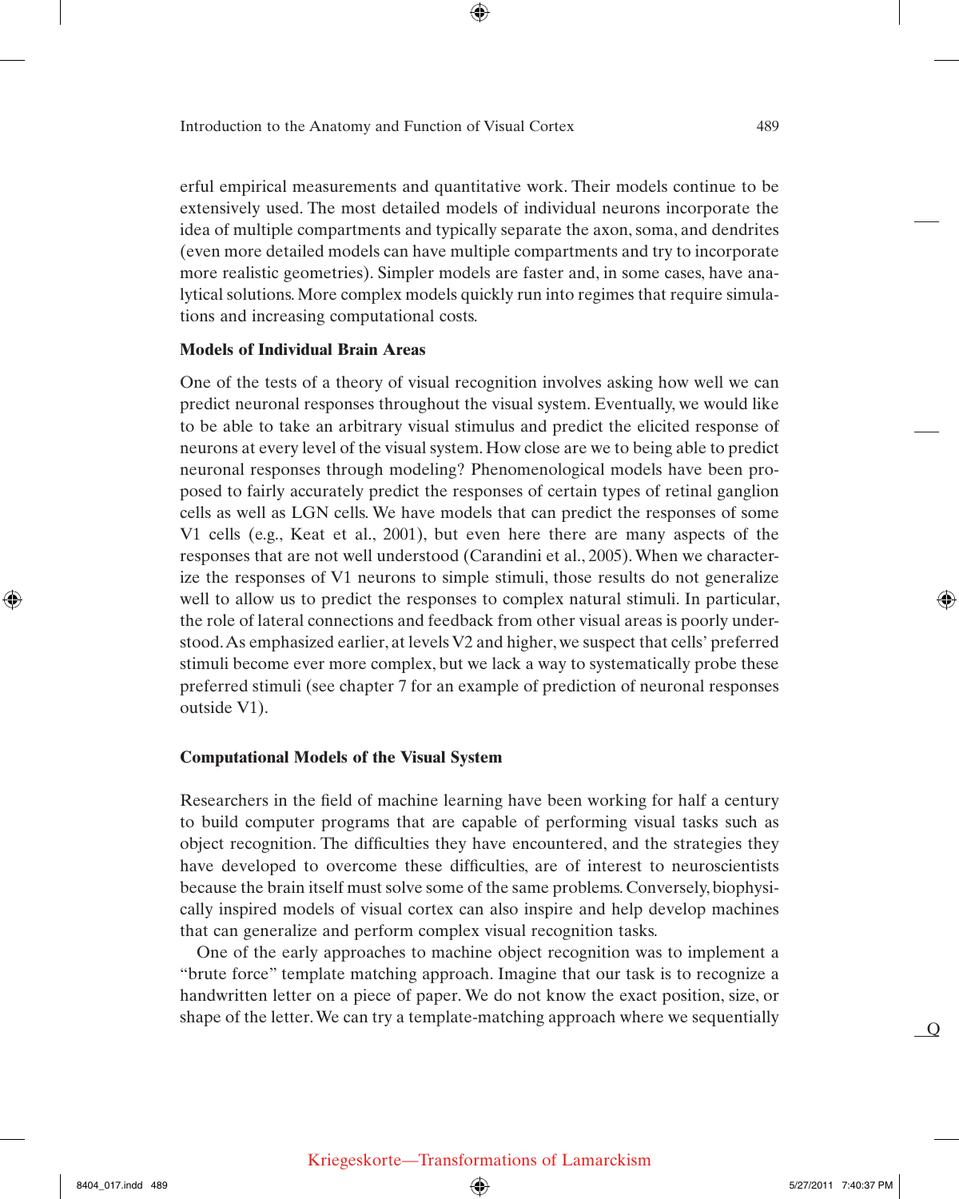erful empirical measurements and quantitative work. Their models continue to be extensively used. The most detailed models of individual neurons incorporate the idea of multiple compartments and typically separate the axon, soma, and dendrites (even more detailed models can have multiple compartments and try to incorporate more realistic geometries). Simpler models are faster and, in some cases, have analytical solutions. More complex models quickly run into regimes that require simulations and increasing computational costs.

### Models of Individual Brain Areas

One of the tests of a theory of visual recognition involves asking how well we can predict neuronal responses throughout the visual system. Eventually, we would like to be able to take an arbitrary visual stimulus and predict the elicited response of neurons at every level of the visual system. How close are we to being able to predict neuronal responses through modeling? Phenomenological models have been proposed to fairly accurately predict the responses of certain types of retinal ganglion cells as well as LGN cells. We have models that can predict the responses of some V1 cells (e.g., Keat et al., 2001), but even here there are many aspects of the responses that are not well understood (Carandini et al., 2005). When we characterize the responses of V1 neurons to simple stimuli, those results do not generalize well to allow us to predict the responses to complex natural stimuli. In particular, the role of lateral connections and feedback from other visual areas is poorly understood. As emphasized earlier, at levels V2 and higher, we suspect that cells' preferred stimuli become ever more complex, but we lack a way to systematically probe these preferred stimuli (see chapter 7 for an example of prediction of neuronal responses outside V1).

## Computational Models of the Visual System

Researchers in the field of machine learning have been working for half a century to build computer programs that are capable of performing visual tasks such as object recognition. The difficulties they have encountered, and the strategies they have developed to overcome these difficulties, are of interest to neuroscientists because the brain itself must solve some of the same problems. Conversely, biophysically inspired models of visual cortex can also inspire and help develop machines that can generalize and perform complex visual recognition tasks.

One of the early approaches to machine object recognition was to implement a "brute force" template matching approach. Imagine that our task is to recognize a handwritten letter on a piece of paper. We do not know the exact position, size, or shape of the letter. We can try a template-matching approach where we sequentially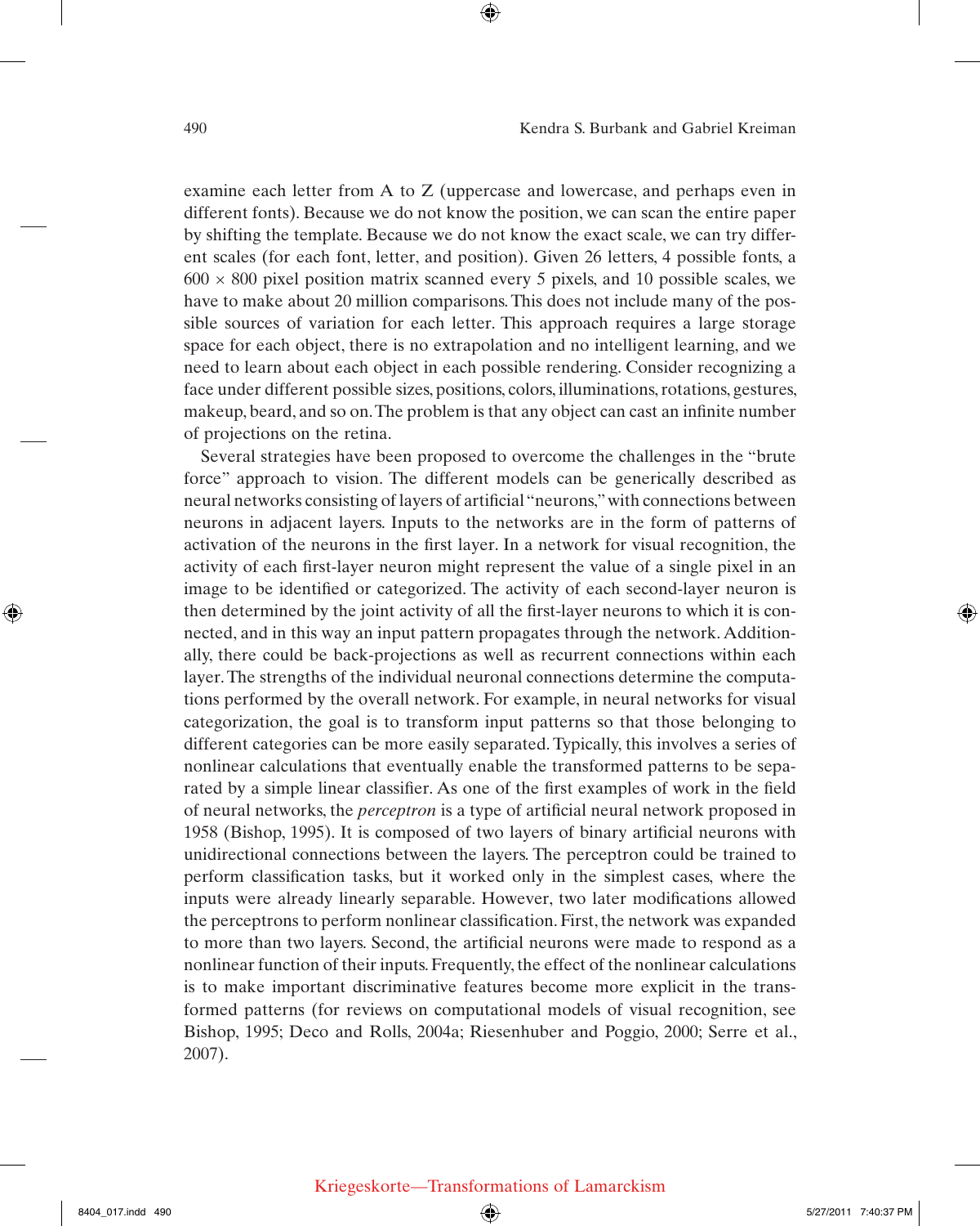examine each letter from A to Z (uppercase and lowercase, and perhaps even in different fonts). Because we do not know the position, we can scan the entire paper by shifting the template. Because we do not know the exact scale, we can try different scales (for each font, letter, and position). Given 26 letters, 4 possible fonts, a 600 × 800 pixel position matrix scanned every 5 pixels, and 10 possible scales, we have to make about 20 million comparisons. This does not include many of the possible sources of variation for each letter. This approach requires a large storage space for each object, there is no extrapolation and no intelligent learning, and we need to learn about each object in each possible rendering. Consider recognizing a face under different possible sizes, positions, colors, illuminations, rotations, gestures, makeup, beard, and so on. The problem is that any object can cast an infinite number of projections on the retina.

Several strategies have been proposed to overcome the challenges in the "brute force" approach to vision. The different models can be generically described as neural networks consisting of layers of artificial "neurons," with connections between neurons in adjacent layers. Inputs to the networks are in the form of patterns of activation of the neurons in the first layer. In a network for visual recognition, the activity of each first-layer neuron might represent the value of a single pixel in an image to be identified or categorized. The activity of each second-layer neuron is then determined by the joint activity of all the first-layer neurons to which it is connected, and in this way an input pattern propagates through the network. Additionally, there could be back-projections as well as recurrent connections within each layer. The strengths of the individual neuronal connections determine the computations performed by the overall network. For example, in neural networks for visual categorization, the goal is to transform input patterns so that those belonging to different categories can be more easily separated. Typically, this involves a series of nonlinear calculations that eventually enable the transformed patterns to be separated by a simple linear classifier. As one of the first examples of work in the field of neural networks, the *perceptron* is a type of artificial neural network proposed in 1958 (Bishop, 1995). It is composed of two layers of binary artificial neurons with unidirectional connections between the layers. The perceptron could be trained to perform classification tasks, but it worked only in the simplest cases, where the inputs were already linearly separable. However, two later modifications allowed the perceptrons to perform nonlinear classification. First, the network was expanded to more than two layers. Second, the artificial neurons were made to respond as a nonlinear function of their inputs. Frequently, the effect of the nonlinear calculations is to make important discriminative features become more explicit in the transformed patterns (for reviews on computational models of visual recognition, see Bishop, 1995; Deco and Rolls, 2004a; Riesenhuber and Poggio, 2000; Serre et al., 2007).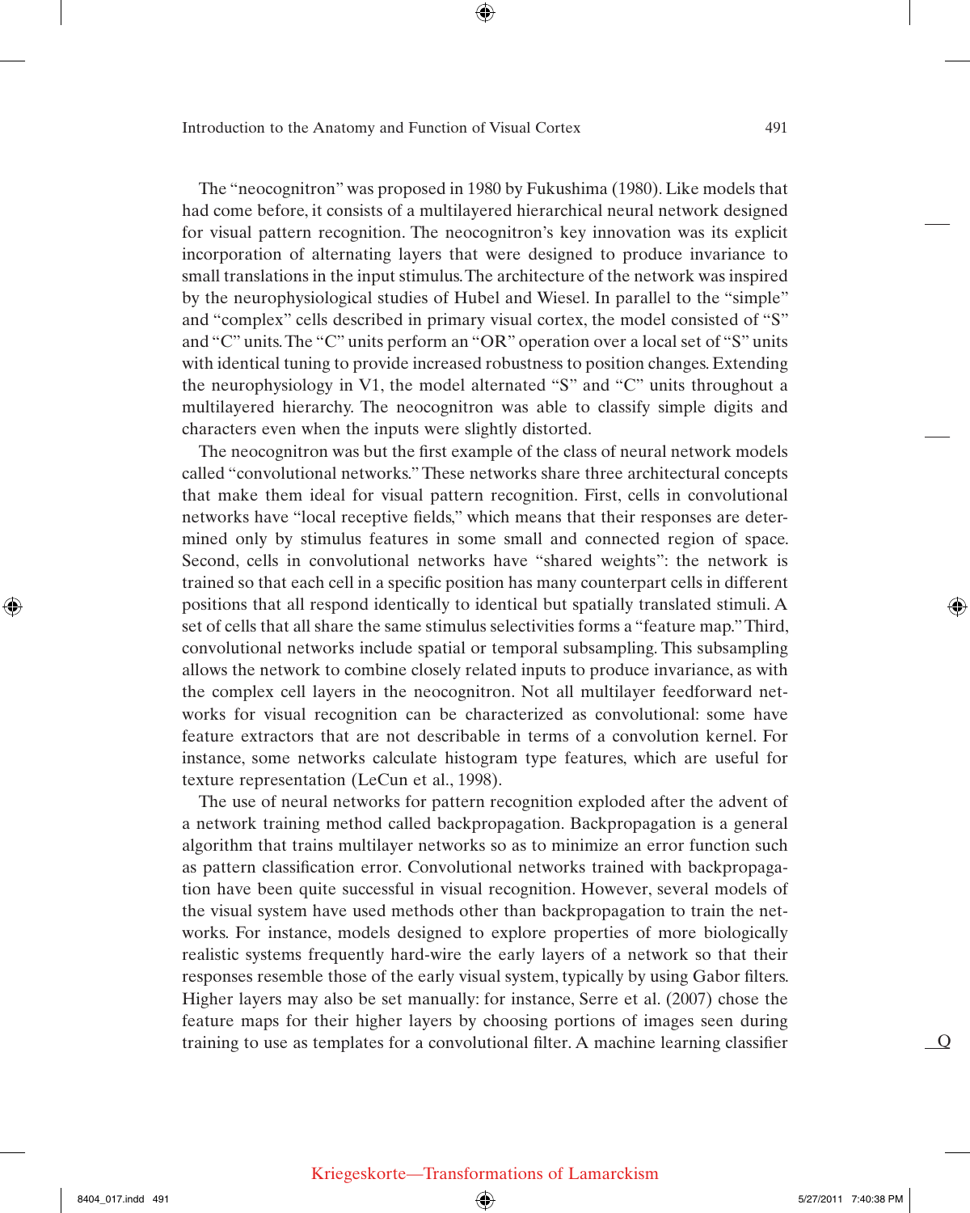The “neocognitron” was proposed in 1980 by Fukushima (1980). Like models that had come before, it consists of a multilayered hierarchical neural network designed for visual pattern recognition. The neocognitron’s key innovation was its explicit incorporation of alternating layers that were designed to produce invariance to small translations in the input stimulus. The architecture of the network was inspired by the neurophysiological studies of Hubel and Wiesel. In parallel to the “simple” and “complex” cells described in primary visual cortex, the model consisted of “S” and “C” units. The “C” units perform an “OR” operation over a local set of “S” units with identical tuning to provide increased robustness to position changes. Extending the neurophysiology in V1, the model alternated “S” and “C” units throughout a multilayered hierarchy. The neocognitron was able to classify simple digits and characters even when the inputs were slightly distorted.

The neocognitron was but the first example of the class of neural network models called “convolutional networks.” These networks share three architectural concepts that make them ideal for visual pattern recognition. First, cells in convolutional networks have “local receptive fields,” which means that their responses are determined only by stimulus features in some small and connected region of space. Second, cells in convolutional networks have “shared weights”: the network is trained so that each cell in a specific position has many counterpart cells in different positions that all respond identically to identical but spatially translated stimuli. A set of cells that all share the same stimulus selectivities forms a “feature map.” Third, convolutional networks include spatial or temporal subsampling. This subsampling allows the network to combine closely related inputs to produce invariance, as with the complex cell layers in the neocognitron. Not all multilayer feedforward networks for visual recognition can be characterized as convolutional: some have feature extractors that are not describable in terms of a convolution kernel. For instance, some networks calculate histogram type features, which are useful for texture representation (LeCun et al., 1998).

The use of neural networks for pattern recognition exploded after the advent of a network training method called backpropagation. Backpropagation is a general algorithm that trains multilayer networks so as to minimize an error function such as pattern classification error. Convolutional networks trained with backpropagation have been quite successful in visual recognition. However, several models of the visual system have used methods other than backpropagation to train the networks. For instance, models designed to explore properties of more biologically realistic systems frequently hard-wire the early layers of a network so that their responses resemble those of the early visual system, typically by using Gabor filters. Higher layers may also be set manually: for instance, Serre et al. (2007) chose the feature maps for their higher layers by choosing portions of images seen during training to use as templates for a convolutional filter. A machine learning classifier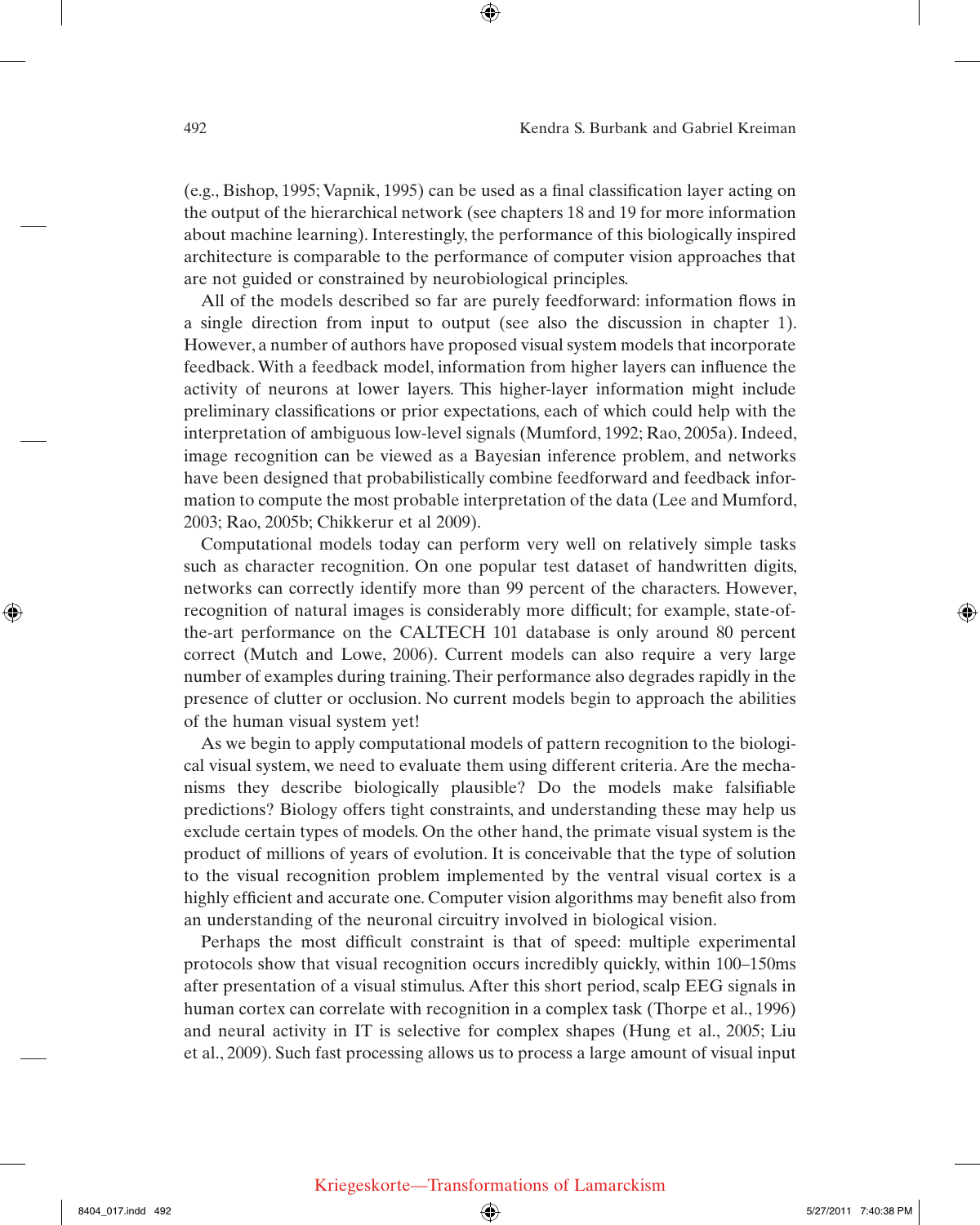(e.g., Bishop, 1995; Vapnik, 1995) can be used as a final classification layer acting on the output of the hierarchical network (see chapters 18 and 19 for more information about machine learning). Interestingly, the performance of this biologically inspired architecture is comparable to the performance of computer vision approaches that are not guided or constrained by neurobiological principles.

All of the models described so far are purely feedforward: information flows in a single direction from input to output (see also the discussion in chapter 1). However, a number of authors have proposed visual system models that incorporate feedback. With a feedback model, information from higher layers can influence the activity of neurons at lower layers. This higher-layer information might include preliminary classifications or prior expectations, each of which could help with the interpretation of ambiguous low-level signals (Mumford, 1992; Rao, 2005a). Indeed, image recognition can be viewed as a Bayesian inference problem, and networks have been designed that probabilistically combine feedforward and feedback information to compute the most probable interpretation of the data (Lee and Mumford, 2003; Rao, 2005b; Chikkerur et al 2009).

Computational models today can perform very well on relatively simple tasks such as character recognition. On one popular test dataset of handwritten digits, networks can correctly identify more than 99 percent of the characters. However, recognition of natural images is considerably more difficult; for example, state-of-the-art performance on the CALTECH 101 database is only around 80 percent correct (Mutch and Lowe, 2006). Current models can also require a very large number of examples during training. Their performance also degrades rapidly in the presence of clutter or occlusion. No current models begin to approach the abilities of the human visual system yet!

As we begin to apply computational models of pattern recognition to the biological visual system, we need to evaluate them using different criteria. Are the mechanisms they describe biologically plausible? Do the models make falsifiable predictions? Biology offers tight constraints, and understanding these may help us exclude certain types of models. On the other hand, the primate visual system is the product of millions of years of evolution. It is conceivable that the type of solution to the visual recognition problem implemented by the ventral visual cortex is a highly efficient and accurate one. Computer vision algorithms may benefit also from an understanding of the neuronal circuitry involved in biological vision.

Perhaps the most difficult constraint is that of speed: multiple experimental protocols show that visual recognition occurs incredibly quickly, within 100–150ms after presentation of a visual stimulus. After this short period, scalp EEG signals in human cortex can correlate with recognition in a complex task (Thorpe et al., 1996) and neural activity in IT is selective for complex shapes (Hung et al., 2005; Liu et al., 2009). Such fast processing allows us to process a large amount of visual input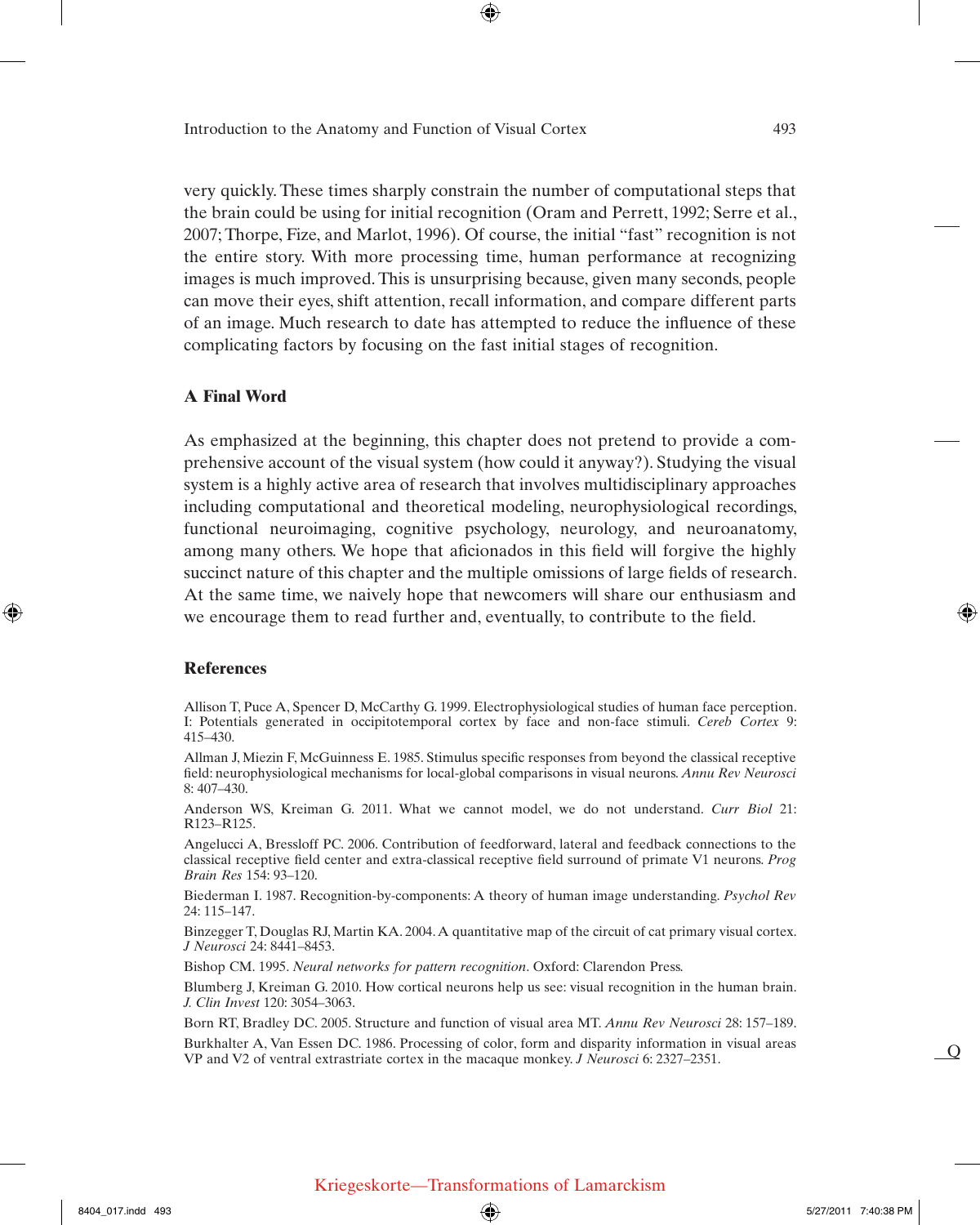very quickly. These times sharply constrain the number of computational steps that the brain could be using for initial recognition (Oram and Perrett, 1992; Serre et al., 2007; Thorpe, Fize, and Marlot, 1996). Of course, the initial "fast" recognition is not the entire story. With more processing time, human performance at recognizing images is much improved. This is unsurprising because, given many seconds, people can move their eyes, shift attention, recall information, and compare different parts of an image. Much research to date has attempted to reduce the influence of these complicating factors by focusing on the fast initial stages of recognition.

## A Final Word

As emphasized at the beginning, this chapter does not pretend to provide a comprehensive account of the visual system (how could it anyway?). Studying the visual system is a highly active area of research that involves multidisciplinary approaches including computational and theoretical modeling, neurophysiological recordings, functional neuroimaging, cognitive psychology, neurology, and neuroanatomy, among many others. We hope that aficionados in this field will forgive the highly succinct nature of this chapter and the multiple omissions of large fields of research. At the same time, we naively hope that newcomers will share our enthusiasm and we encourage them to read further and, eventually, to contribute to the field.

## References

Allison T, Puce A, Spencer D, McCarthy G. 1999. Electrophysiological studies of human face perception. I: Potentials generated in occipitotemporal cortex by face and non-face stimuli. *Cereb Cortex* 9: 415–430.

Allman J, Miezin F, McGuinness E. 1985. Stimulus specific responses from beyond the classical receptive field: neurophysiological mechanisms for local-global comparisons in visual neurons. *Annu Rev Neurosci* 8: 407–430.

Anderson WS, Kreiman G. 2011. What we cannot model, we do not understand. *Curr Biol* 21: R123–R125.

Angelucci A, Bressloff PC. 2006. Contribution of feedforward, lateral and feedback connections to the classical receptive field center and extra-classical receptive field surround of primate V1 neurons. *Prog Brain Res* 154: 93–120.

Biederman I. 1987. Recognition-by-components: A theory of human image understanding. *Psychol Rev* 24: 115–147.

Binzegger T, Douglas RJ, Martin KA. 2004. A quantitative map of the circuit of cat primary visual cortex. *J Neurosci* 24: 8441–8453.

Bishop CM. 1995. *Neural networks for pattern recognition*. Oxford: Clarendon Press.

Blumberg J, Kreiman G. 2010. How cortical neurons help us see: visual recognition in the human brain. *J. Clin Invest* 120: 3054–3063.

Born RT, Bradley DC. 2005. Structure and function of visual area MT. *Annu Rev Neurosci* 28: 157–189.

Burkhalter A, Van Essen DC. 1986. Processing of color, form and disparity information in visual areas VP and V2 of ventral extrastriate cortex in the macaque monkey. *J Neurosci* 6: 2327–2351.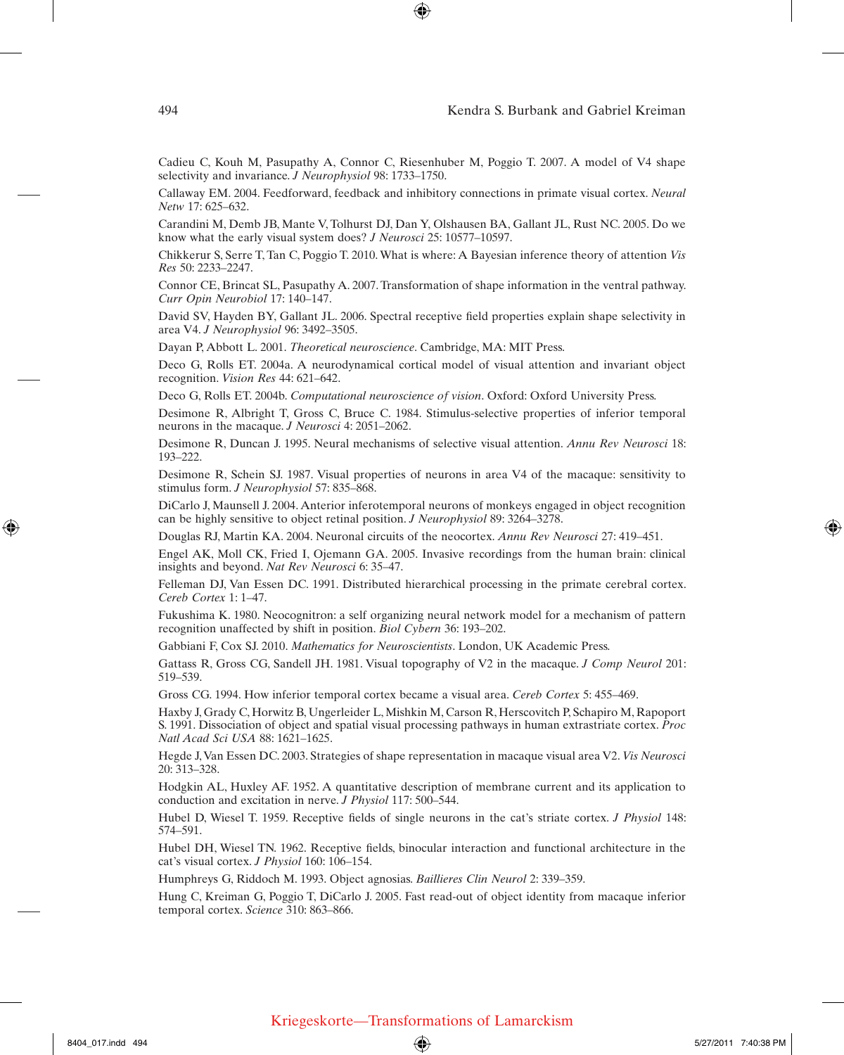Cadieu C, Kouh M, Pasupathy A, Connor C, Riesenhuber M, Poggio T. 2007. A model of V4 shape selectivity and invariance. *J Neurophysiol* 98: 1733–1750.

Callaway EM. 2004. Feedforward, feedback and inhibitory connections in primate visual cortex. *Neural Netw* 17: 625–632.

Carandini M, Demb JB, Mante V, Tolhurst DJ, Dan Y, Olshausen BA, Gallant JL, Rust NC. 2005. Do we know what the early visual system does? *J Neurosci* 25: 10577–10597.

Chikkerur S, Serre T, Tan C, Poggio T. 2010. What is where: A Bayesian inference theory of attention *Vis Res* 50: 2233–2247.

Connor CE, Brincat SL, Pasupathy A. 2007. Transformation of shape information in the ventral pathway. *Curr Opin Neurobiol* 17: 140–147.

David SV, Hayden BY, Gallant JL. 2006. Spectral receptive field properties explain shape selectivity in area V4. *J Neurophysiol* 96: 3492–3505.

Dayan P, Abbott L. 2001. *Theoretical neuroscience*. Cambridge, MA: MIT Press.

Deco G, Rolls ET. 2004a. A neurodynamical cortical model of visual attention and invariant object recognition. *Vision Res* 44: 621–642.

Deco G, Rolls ET. 2004b. *Computational neuroscience of vision*. Oxford: Oxford University Press.

Desimone R, Albright T, Gross C, Bruce C. 1984. Stimulus-selective properties of inferior temporal neurons in the macaque. *J Neurosci* 4: 2051–2062.

Desimone R, Duncan J. 1995. Neural mechanisms of selective visual attention. *Annu Rev Neurosci* 18: 193–222.

Desimone R, Schein SJ. 1987. Visual properties of neurons in area V4 of the macaque: sensitivity to stimulus form. *J Neurophysiol* 57: 835–868.

DiCarlo J, Maunsell J. 2004. Anterior inferotemporal neurons of monkeys engaged in object recognition can be highly sensitive to object retinal position. *J Neurophysiol* 89: 3264–3278.

Douglas RJ, Martin KA. 2004. Neuronal circuits of the neocortex. *Annu Rev Neurosci* 27: 419–451.

Engel AK, Moll CK, Fried I, Ojemann GA. 2005. Invasive recordings from the human brain: clinical insights and beyond. *Nat Rev Neurosci* 6: 35–47.

Felleman DJ, Van Essen DC. 1991. Distributed hierarchical processing in the primate cerebral cortex. *Cereb Cortex* 1: 1–47.

Fukushima K. 1980. Neocognitron: a self organizing neural network model for a mechanism of pattern recognition unaffected by shift in position. *Biol Cybern* 36: 193–202.

Gabbiani F, Cox SJ. 2010. *Mathematics for Neuroscientists*. London, UK Academic Press.

Gattass R, Gross CG, Sandell JH. 1981. Visual topography of V2 in the macaque. *J Comp Neurol* 201: 519–539.

Gross CG. 1994. How inferior temporal cortex became a visual area. *Cereb Cortex* 5: 455–469.

Haxby J, Grady C, Horwitz B, Ungerleider L, Mishkin M, Carson R, Herscovitch P, Schapiro M, Rapoport S. 1991. Dissociation of object and spatial visual processing pathways in human extrastriate cortex. *Proc Natl Acad Sci USA* 88: 1621–1625.

Hegde J, Van Essen DC. 2003. Strategies of shape representation in macaque visual area V2. *Vis Neurosci* 20: 313–328.

Hodgkin AL, Huxley AF. 1952. A quantitative description of membrane current and its application to conduction and excitation in nerve. *J Physiol* 117: 500–544.

Hubel D, Wiesel T. 1959. Receptive fields of single neurons in the cat's striate cortex. *J Physiol* 148: 574–591.

Hubel DH, Wiesel TN. 1962. Receptive fields, binocular interaction and functional architecture in the cat's visual cortex. *J Physiol* 160: 106–154.

Humphreys G, Riddoch M. 1993. Object agnosias. *Baillieres Clin Neurol* 2: 339–359.

Hung C, Kreiman G, Poggio T, DiCarlo J. 2005. Fast read-out of object identity from macaque inferior temporal cortex. *Science* 310: 863–866.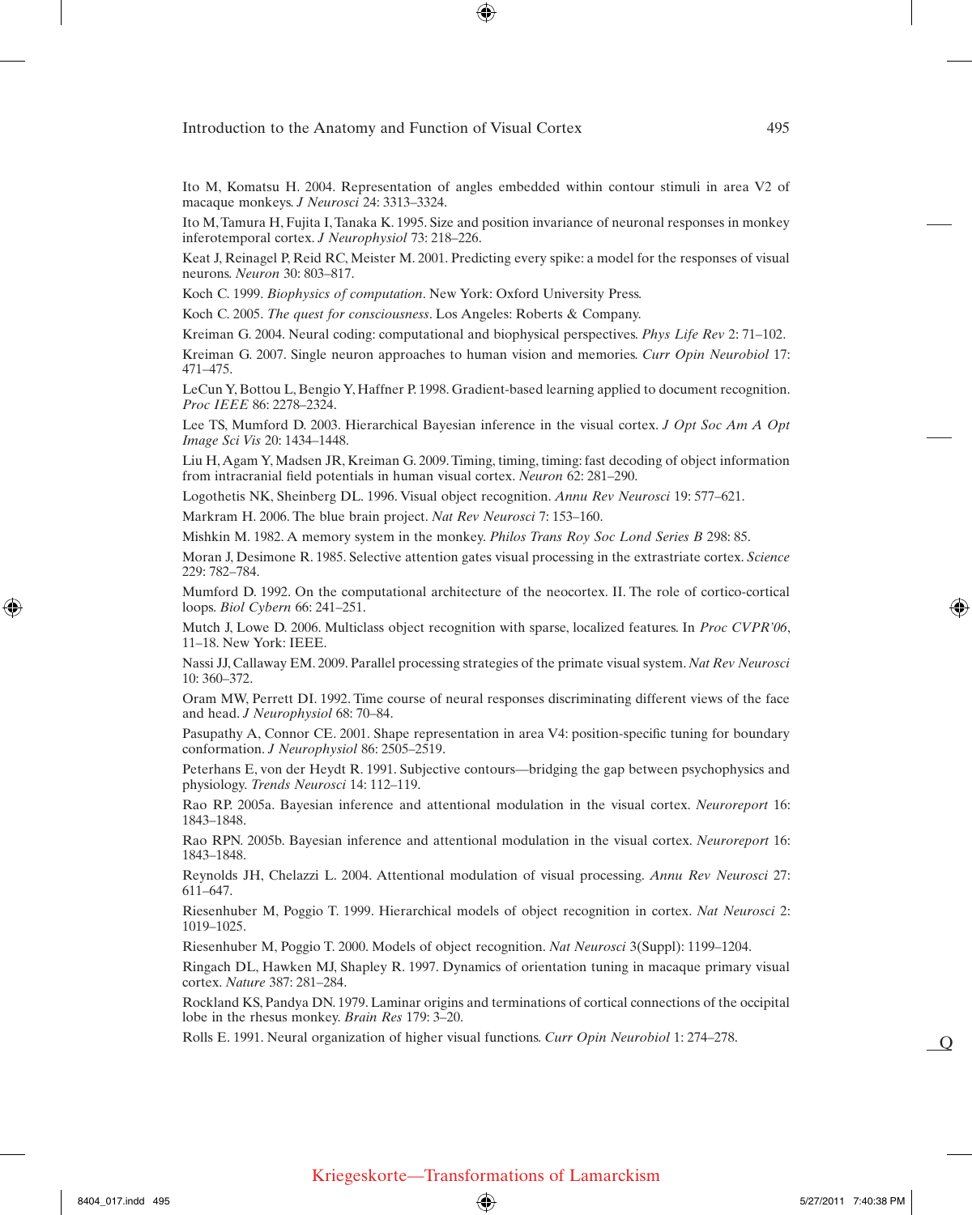Ito M, Komatsu H. 2004. Representation of angles embedded within contour stimuli in area V2 of macaque monkeys. *J Neurosci* 24: 3313–3324.

Ito M, Tamura H, Fujita I, Tanaka K. 1995. Size and position invariance of neuronal responses in monkey inferotemporal cortex. *J Neurophysiol* 73: 218–226.

Keat J, Reinagel P, Reid RC, Meister M. 2001. Predicting every spike: a model for the responses of visual neurons. *Neuron* 30: 803–817.

Koch C. 1999. *Biophysics of computation*. New York: Oxford University Press.

Koch C. 2005. *The quest for consciousness*. Los Angeles: Roberts & Company.

Kreiman G. 2004. Neural coding: computational and biophysical perspectives. *Phys Life Rev* 2: 71–102.

Kreiman G. 2007. Single neuron approaches to human vision and memories. *Curr Opin Neurobiol* 17: 471–475.

LeCun Y, Bottou L, Bengio Y, Haffner P. 1998. Gradient-based learning applied to document recognition. *Proc IEEE* 86: 2278–2324.

Lee TS, Mumford D. 2003. Hierarchical Bayesian inference in the visual cortex. *J Opt Soc Am A Opt Image Sci Vis* 20: 1434–1448.

Liu H, Agam Y, Madsen JR, Kreiman G. 2009. Timing, timing, timing: fast decoding of object information from intracranial field potentials in human visual cortex. *Neuron* 62: 281–290.

Logothetis NK, Sheinberg DL. 1996. Visual object recognition. *Annu Rev Neurosci* 19: 577–621.

Markram H. 2006. The blue brain project. *Nat Rev Neurosci* 7: 153–160.

Mishkin M. 1982. A memory system in the monkey. *Philos Trans Roy Soc Lond Series B* 298: 85.

Moran J, Desimone R. 1985. Selective attention gates visual processing in the extrastriate cortex. *Science* 229: 782–784.

Mumford D. 1992. On the computational architecture of the neocortex. II. The role of cortico-cortical loops. *Biol Cybern* 66: 241–251.

Mutch J, Lowe D. 2006. Multiclass object recognition with sparse, localized features. In *Proc CVPR'06*, 11–18. New York: IEEE.

Nassi JJ, Callaway EM. 2009. Parallel processing strategies of the primate visual system. *Nat Rev Neurosci* 10: 360–372.

Oram MW, Perrett DI. 1992. Time course of neural responses discriminating different views of the face and head. *J Neurophysiol* 68: 70–84.

Pasupathy A, Connor CE. 2001. Shape representation in area V4: position-specific tuning for boundary conformation. *J Neurophysiol* 86: 2505–2519.

Peterhans E, von der Heydt R. 1991. Subjective contours—bridging the gap between psychophysics and physiology. *Trends Neurosci* 14: 112–119.

Rao RP. 2005a. Bayesian inference and attentional modulation in the visual cortex. *Neuroreport* 16: 1843–1848.

Rao RPN. 2005b. Bayesian inference and attentional modulation in the visual cortex. *Neuroreport* 16: 1843–1848.

Reynolds JH, Chelazzi L. 2004. Attentional modulation of visual processing. *Annu Rev Neurosci* 27: 611–647.

Riesenhuber M, Poggio T. 1999. Hierarchical models of object recognition in cortex. *Nat Neurosci* 2: 1019–1025.

Riesenhuber M, Poggio T. 2000. Models of object recognition. *Nat Neurosci* 3(Suppl): 1199–1204.

Ringach DL, Hawken MJ, Shapley R. 1997. Dynamics of orientation tuning in macaque primary visual cortex. *Nature* 387: 281–284.

Rockland KS, Pandya DN. 1979. Laminar origins and terminations of cortical connections of the occipital lobe in the rhesus monkey. *Brain Res* 179: 3–20.

Rolls E. 1991. Neural organization of higher visual functions. *Curr Opin Neurobiol* 1: 274–278.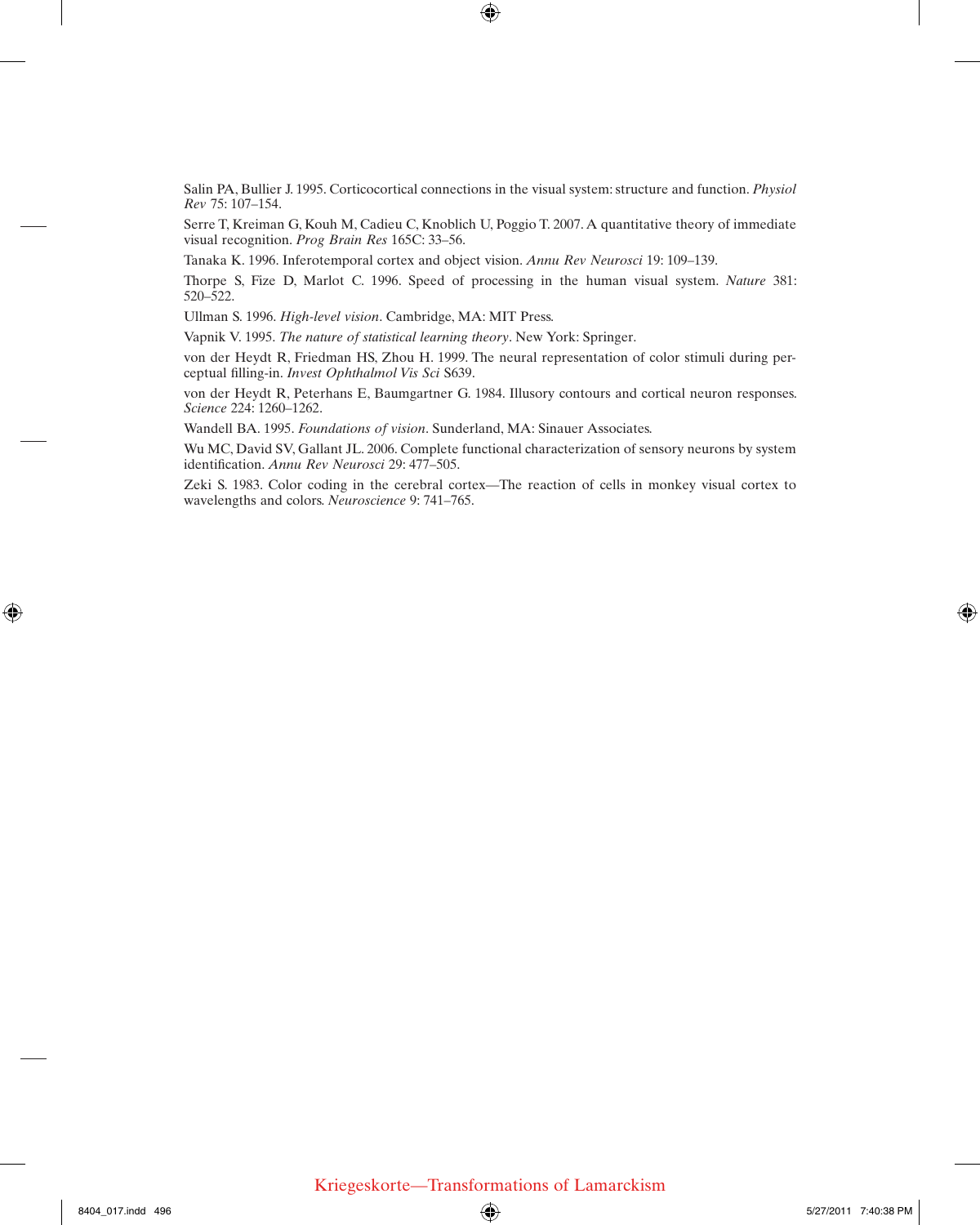Salin PA, Bullier J. 1995. Corticocortical connections in the visual system: structure and function. *Physiol Rev* 75: 107–154.

Serre T, Kreiman G, Kouh M, Cadieu C, Knoblich U, Poggio T. 2007. A quantitative theory of immediate visual recognition. *Prog Brain Res* 165C: 33–56.

Tanaka K. 1996. Inferotemporal cortex and object vision. *Annu Rev Neurosci* 19: 109–139.

Thorpe S, Fize D, Marlot C. 1996. Speed of processing in the human visual system. *Nature* 381: 520–522.

Ullman S. 1996. *High-level vision*. Cambridge, MA: MIT Press.

Vapnik V. 1995. *The nature of statistical learning theory*. New York: Springer.

von der Heydt R, Friedman HS, Zhou H. 1999. The neural representation of color stimuli during perceptual filling-in. *Invest Ophthalmol Vis Sci* S639.

von der Heydt R, Peterhans E, Baumgartner G. 1984. Illusory contours and cortical neuron responses. *Science* 224: 1260–1262.

Wandell BA. 1995. *Foundations of vision*. Sunderland, MA: Sinauer Associates.

Wu MC, David SV, Gallant JL. 2006. Complete functional characterization of sensory neurons by system identification. *Annu Rev Neurosci* 29: 477–505.

Zeki S. 1983. Color coding in the cerebral cortex—The reaction of cells in monkey visual cortex to wavelengths and colors. *Neuroscience* 9: 741–765.